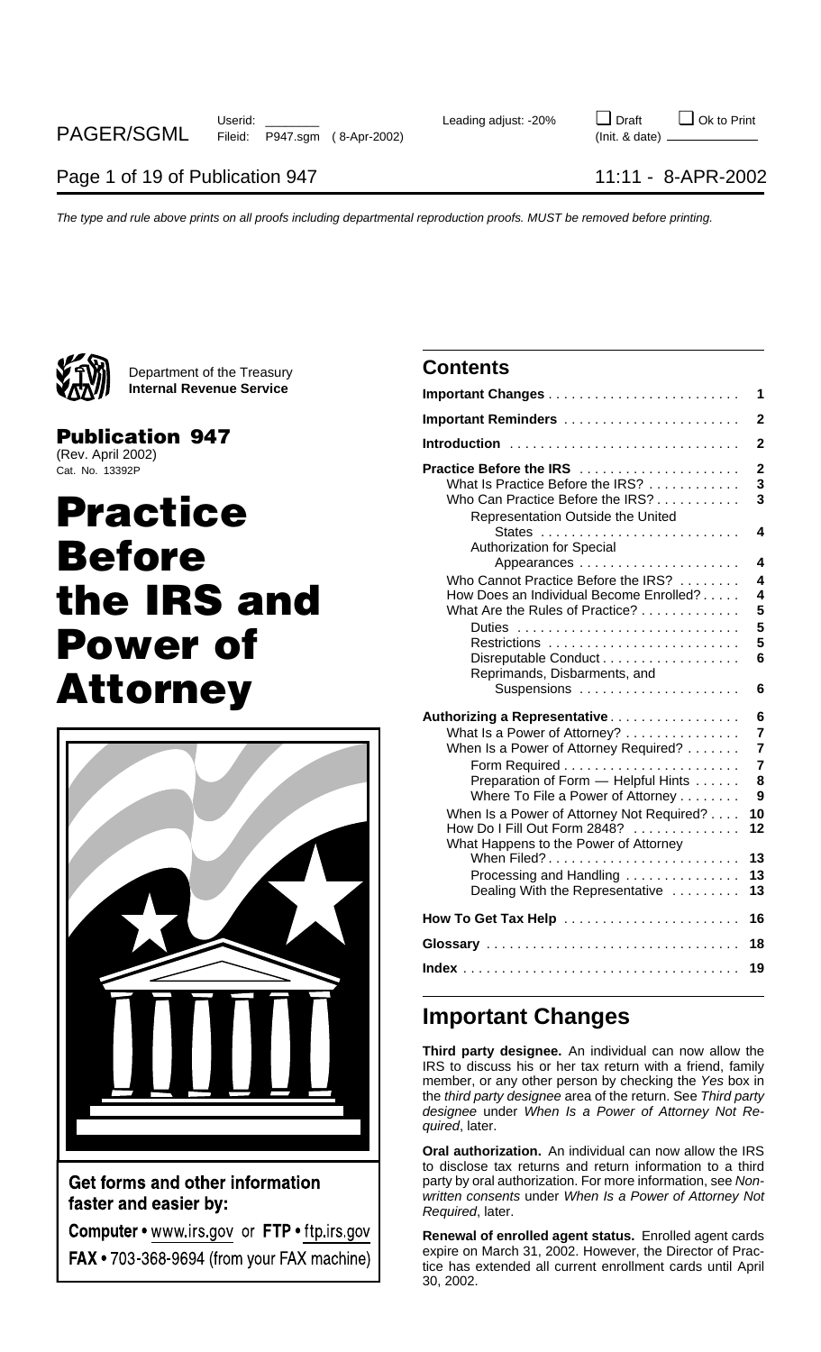Department of the Treasury
**Internal Revenue Service**

**Publication 947**
(Rev. April 2002)
Cat. No. 13392P

# Practice Before the IRS and Power of Attorney

**Get forms and other information faster and easier by:**

**Computer** • www.irs.gov or **FTP** • ftp.irs.gov

**FAX** • 703-368-9694 (from your FAX machine)

## Contents

| | |
|---|---|
| **Important Changes** | **1** |
| **Important Reminders** | **2** |
| **Introduction** | **2** |
| **Practice Before the IRS** | **2** |
| What Is Practice Before the IRS? | **3** |
| Who Can Practice Before the IRS? | **3** |
| Representation Outside the United States | **4** |
| Authorization for Special Appearances | **4** |
| Who Cannot Practice Before the IRS? | **4** |
| How Does an Individual Become Enrolled? | **4** |
| What Are the Rules of Practice? | **5** |
| Duties | **5** |
| Restrictions | **5** |
| Disreputable Conduct | **6** |
| Reprimands, Disbarments, and Suspensions | **6** |
| **Authorizing a Representative** | **6** |
| What Is a Power of Attorney? | **7** |
| When Is a Power of Attorney Required? | **7** |
| Form Required | **7** |
| Preparation of Form — Helpful Hints | **8** |
| Where To File a Power of Attorney | **9** |
| When Is a Power of Attorney Not Required? | **10** |
| How Do I Fill Out Form 2848? | **12** |
| What Happens to the Power of Attorney When Filed? | **13** |
| Processing and Handling | **13** |
| Dealing With the Representative | **13** |
| **How To Get Tax Help** | **16** |
| **Glossary** | **18** |
| **Index** | **19** |

## Important Changes

**Third party designee.** An individual can now allow the IRS to discuss his or her tax return with a friend, family member, or any other person by checking the *Yes* box in the *third party designee* area of the return. See *Third party designee* under *When Is a Power of Attorney Not Required*, later.

**Oral authorization.** An individual can now allow the IRS to disclose tax returns and return information to a third party by oral authorization. For more information, see *Nonwritten consents* under *When Is a Power of Attorney Not Required*, later.

**Renewal of enrolled agent status.** Enrolled agent cards expire on March 31, 2002. However, the Director of Practice has extended all current enrollment cards until April 30, 2002.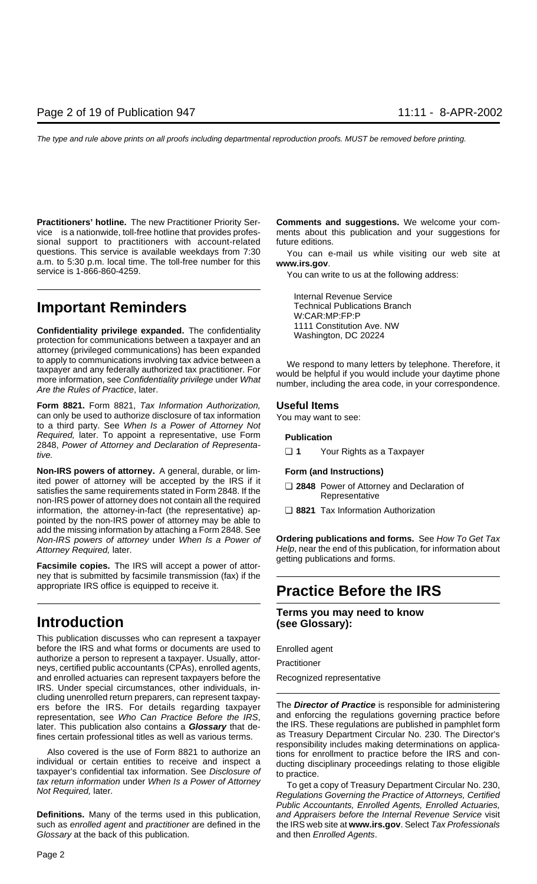**Practitioners' hotline.** The new Practitioner Priority Service is a nationwide, toll-free hotline that provides professional support to practitioners with account-related questions. This service is available weekdays from 7:30 a.m. to 5:30 p.m. local time. The toll-free number for this service is 1-866-860-4259.

## Important Reminders

**Confidentiality privilege expanded.** The confidentiality protection for communications between a taxpayer and an attorney (privileged communications) has been expanded to apply to communications involving tax advice between a taxpayer and any federally authorized tax practitioner. For more information, see *Confidentiality privilege* under *What Are the Rules of Practice*, later.

**Form 8821.** Form 8821, *Tax Information Authorization,* can only be used to authorize disclosure of tax information to a third party. See *When Is a Power of Attorney Not Required,* later. To appoint a representative, use Form 2848, *Power of Attorney and Declaration of Representative.*

**Non-IRS powers of attorney.** A general, durable, or limited power of attorney will be accepted by the IRS if it satisfies the same requirements stated in Form 2848. If the non-IRS power of attorney does not contain all the required information, the attorney-in-fact (the representative) appointed by the non-IRS power of attorney may be able to add the missing information by attaching a Form 2848. See *Non-IRS powers of attorney* under *When Is a Power of Attorney Required,* later.

**Facsimile copies.** The IRS will accept a power of attorney that is submitted by facsimile transmission (fax) if the appropriate IRS office is equipped to receive it.

## Introduction

This publication discusses who can represent a taxpayer before the IRS and what forms or documents are used to authorize a person to represent a taxpayer. Usually, attorneys, certified public accountants (CPAs), enrolled agents, and enrolled actuaries can represent taxpayers before the IRS. Under special circumstances, other individuals, including unenrolled return preparers, can represent taxpayers before the IRS. For details regarding taxpayer representation, see *Who Can Practice Before the IRS*, later. This publication also contains a ***Glossary*** that defines certain professional titles as well as various terms.

Also covered is the use of Form 8821 to authorize an individual or certain entities to receive and inspect a taxpayer's confidential tax information. See *Disclosure of tax return information* under *When Is a Power of Attorney Not Required,* later.

**Definitions.** Many of the terms used in this publication, such as *enrolled agent* and *practitioner* are defined in the *Glossary* at the back of this publication.

**Comments and suggestions.** We welcome your comments about this publication and your suggestions for future editions.

You can e-mail us while visiting our web site at **www.irs.gov**.

You can write to us at the following address:

Internal Revenue Service
Technical Publications Branch
W:CAR:MP:FP:P
1111 Constitution Ave. NW
Washington, DC 20224

We respond to many letters by telephone. Therefore, it would be helpful if you would include your daytime phone number, including the area code, in your correspondence.

## Useful Items

You may want to see:

**Publication**

- ❑ **1** Your Rights as a Taxpayer

**Form (and Instructions)**

- ❑ **2848** Power of Attorney and Declaration of Representative
- ❑ **8821** Tax Information Authorization

**Ordering publications and forms.** See *How To Get Tax Help*, near the end of this publication, for information about getting publications and forms.

# Practice Before the IRS

### Terms you may need to know (see Glossary):

Enrolled agent

Practitioner

Recognized representative

The ***Director of Practice*** is responsible for administering and enforcing the regulations governing practice before the IRS. These regulations are published in pamphlet form as Treasury Department Circular No. 230. The Director's responsibility includes making determinations on applications for enrollment to practice before the IRS and conducting disciplinary proceedings relating to those eligible to practice.

To get a copy of Treasury Department Circular No. 230, *Regulations Governing the Practice of Attorneys, Certified Public Accountants, Enrolled Agents, Enrolled Actuaries, and Appraisers before the Internal Revenue Service* visit the IRS web site at **www.irs.gov**. Select *Tax Professionals* and then *Enrolled Agents*.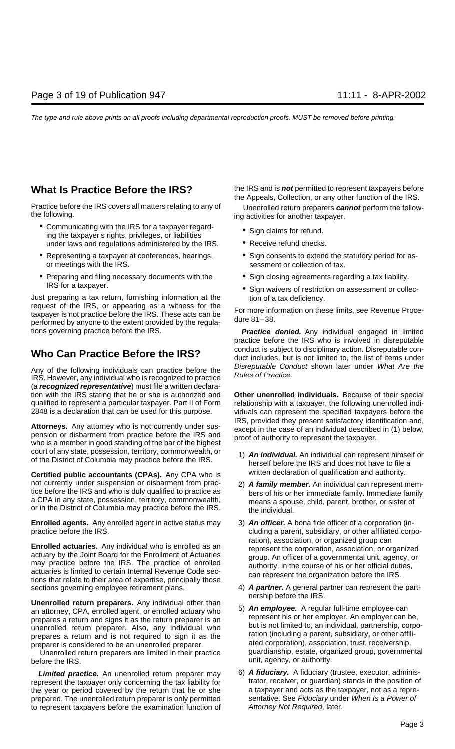## What Is Practice Before the IRS?

Practice before the IRS covers all matters relating to any of the following.

- Communicating with the IRS for a taxpayer regarding the taxpayer's rights, privileges, or liabilities under laws and regulations administered by the IRS.
- Representing a taxpayer at conferences, hearings, or meetings with the IRS.
- Preparing and filing necessary documents with the IRS for a taxpayer.

Just preparing a tax return, furnishing information at the request of the IRS, or appearing as a witness for the taxpayer is not practice before the IRS. These acts can be performed by anyone to the extent provided by the regulations governing practice before the IRS.

## Who Can Practice Before the IRS?

Any of the following individuals can practice before the IRS. However, any individual who is recognized to practice (a ***recognized representative***) must file a written declaration with the IRS stating that he or she is authorized and qualified to represent a particular taxpayer. Part II of Form 2848 is a declaration that can be used for this purpose.

**Attorneys.** Any attorney who is not currently under suspension or disbarment from practice before the IRS and who is a member in good standing of the bar of the highest court of any state, possession, territory, commonwealth, or of the District of Columbia may practice before the IRS.

**Certified public accountants (CPAs).** Any CPA who is not currently under suspension or disbarment from practice before the IRS and who is duly qualified to practice as a CPA in any state, possession, territory, commonwealth, or in the District of Columbia may practice before the IRS.

**Enrolled agents.** Any enrolled agent in active status may practice before the IRS.

**Enrolled actuaries.** Any individual who is enrolled as an actuary by the Joint Board for the Enrollment of Actuaries may practice before the IRS. The practice of enrolled actuaries is limited to certain Internal Revenue Code sections that relate to their area of expertise, principally those sections governing employee retirement plans.

**Unenrolled return preparers.** Any individual other than an attorney, CPA, enrolled agent, or enrolled actuary who prepares a return and signs it as the return preparer is an unenrolled return preparer. Also, any individual who prepares a return and is not required to sign it as the preparer is considered to be an unenrolled preparer.

Unenrolled return preparers are limited in their practice before the IRS.

***Limited practice.*** An unenrolled return preparer may represent the taxpayer only concerning the tax liability for the year or period covered by the return that he or she prepared. The unenrolled return preparer is only permitted to represent taxpayers before the examination function of the IRS and is ***not*** permitted to represent taxpayers before the Appeals, Collection, or any other function of the IRS.

Unenrolled return preparers ***cannot*** perform the following activities for another taxpayer.

- Sign claims for refund.
- Receive refund checks.
- Sign consents to extend the statutory period for assessment or collection of tax.
- Sign closing agreements regarding a tax liability.
- Sign waivers of restriction on assessment or collection of a tax deficiency.

For more information on these limits, see Revenue Procedure 81–38.

***Practice denied.*** Any individual engaged in limited practice before the IRS who is involved in disreputable conduct is subject to disciplinary action. Disreputable conduct includes, but is not limited to, the list of items under *Disreputable Conduct* shown later under *What Are the Rules of Practice.*

**Other unenrolled individuals.** Because of their special relationship with a taxpayer, the following unenrolled individuals can represent the specified taxpayers before the IRS, provided they present satisfactory identification and, except in the case of an individual described in (1) below, proof of authority to represent the taxpayer.

1) ***An individual.*** An individual can represent himself or herself before the IRS and does not have to file a written declaration of qualification and authority.
2) ***A family member.*** An individual can represent members of his or her immediate family. Immediate family means a spouse, child, parent, brother, or sister of the individual.
3) ***An officer.*** A bona fide officer of a corporation (including a parent, subsidiary, or other affiliated corporation), association, or organized group can represent the corporation, association, or organized group. An officer of a governmental unit, agency, or authority, in the course of his or her official duties, can represent the organization before the IRS.
4) ***A partner.*** A general partner can represent the partnership before the IRS.
5) ***An employee.*** A regular full-time employee can represent his or her employer. An employer can be, but is not limited to, an individual, partnership, corporation (including a parent, subsidiary, or other affiliated corporation), association, trust, receivership, guardianship, estate, organized group, governmental unit, agency, or authority.
6) ***A fiduciary.*** A fiduciary (trustee, executor, administrator, receiver, or guardian) stands in the position of a taxpayer and acts as the taxpayer, not as a representative. See *Fiduciary* under *When Is a Power of Attorney Not Required*, later.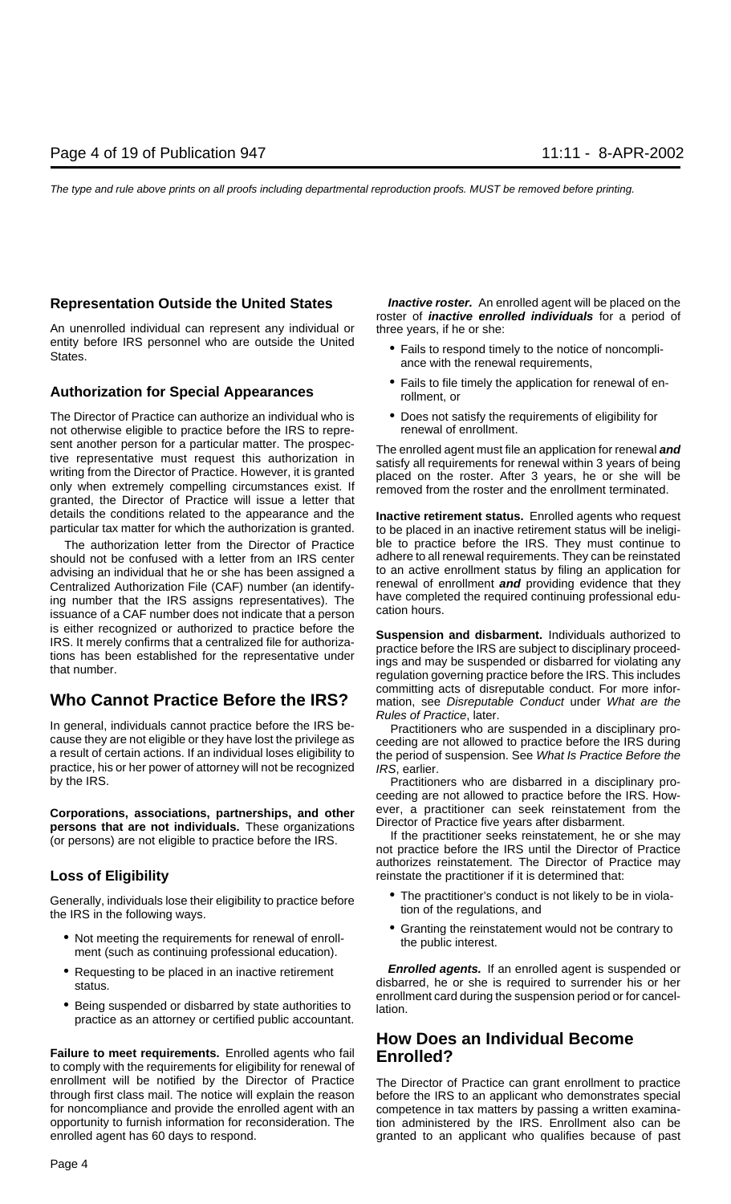## Representation Outside the United States

An unenrolled individual can represent any individual or entity before IRS personnel who are outside the United States.

## Authorization for Special Appearances

The Director of Practice can authorize an individual who is not otherwise eligible to practice before the IRS to represent another person for a particular matter. The prospective representative must request this authorization in writing from the Director of Practice. However, it is granted only when extremely compelling circumstances exist. If granted, the Director of Practice will issue a letter that details the conditions related to the appearance and the particular tax matter for which the authorization is granted.

The authorization letter from the Director of Practice should not be confused with a letter from an IRS center advising an individual that he or she has been assigned a Centralized Authorization File (CAF) number (an identifying number that the IRS assigns representatives). The issuance of a CAF number does not indicate that a person is either recognized or authorized to practice before the IRS. It merely confirms that a centralized file for authorizations has been established for the representative under that number.

# Who Cannot Practice Before the IRS?

In general, individuals cannot practice before the IRS because they are not eligible or they have lost the privilege as a result of certain actions. If an individual loses eligibility to practice, his or her power of attorney will not be recognized by the IRS.

**Corporations, associations, partnerships, and other persons that are not individuals.** These organizations (or persons) are not eligible to practice before the IRS.

## Loss of Eligibility

Generally, individuals lose their eligibility to practice before the IRS in the following ways.

- Not meeting the requirements for renewal of enrollment (such as continuing professional education).
- Requesting to be placed in an inactive retirement status.
- Being suspended or disbarred by state authorities to practice as an attorney or certified public accountant.

**Failure to meet requirements.** Enrolled agents who fail to comply with the requirements for eligibility for renewal of enrollment will be notified by the Director of Practice through first class mail. The notice will explain the reason for noncompliance and provide the enrolled agent with an opportunity to furnish information for reconsideration. The enrolled agent has 60 days to respond.

***Inactive roster.*** An enrolled agent will be placed on the roster of ***inactive enrolled individuals*** for a period of three years, if he or she:

- Fails to respond timely to the notice of noncompliance with the renewal requirements,
- Fails to file timely the application for renewal of enrollment, or
- Does not satisfy the requirements of eligibility for renewal of enrollment.

The enrolled agent must file an application for renewal ***and*** satisfy all requirements for renewal within 3 years of being placed on the roster. After 3 years, he or she will be removed from the roster and the enrollment terminated.

**Inactive retirement status.** Enrolled agents who request to be placed in an inactive retirement status will be ineligible to practice before the IRS. They must continue to adhere to all renewal requirements. They can be reinstated to an active enrollment status by filing an application for renewal of enrollment ***and*** providing evidence that they have completed the required continuing professional education hours.

**Suspension and disbarment.** Individuals authorized to practice before the IRS are subject to disciplinary proceedings and may be suspended or disbarred for violating any regulation governing practice before the IRS. This includes committing acts of disreputable conduct. For more information, see *Disreputable Conduct* under *What are the Rules of Practice*, later.

Practitioners who are suspended in a disciplinary proceeding are not allowed to practice before the IRS during the period of suspension. See *What Is Practice Before the IRS*, earlier.

Practitioners who are disbarred in a disciplinary proceeding are not allowed to practice before the IRS. However, a practitioner can seek reinstatement from the Director of Practice five years after disbarment.

If the practitioner seeks reinstatement, he or she may not practice before the IRS until the Director of Practice authorizes reinstatement. The Director of Practice may reinstate the practitioner if it is determined that:

- The practitioner's conduct is not likely to be in violation of the regulations, and
- Granting the reinstatement would not be contrary to the public interest.

***Enrolled agents.*** If an enrolled agent is suspended or disbarred, he or she is required to surrender his or her enrollment card during the suspension period or for cancellation.

# How Does an Individual Become Enrolled?

The Director of Practice can grant enrollment to practice before the IRS to an applicant who demonstrates special competence in tax matters by passing a written examination administered by the IRS. Enrollment also can be granted to an applicant who qualifies because of past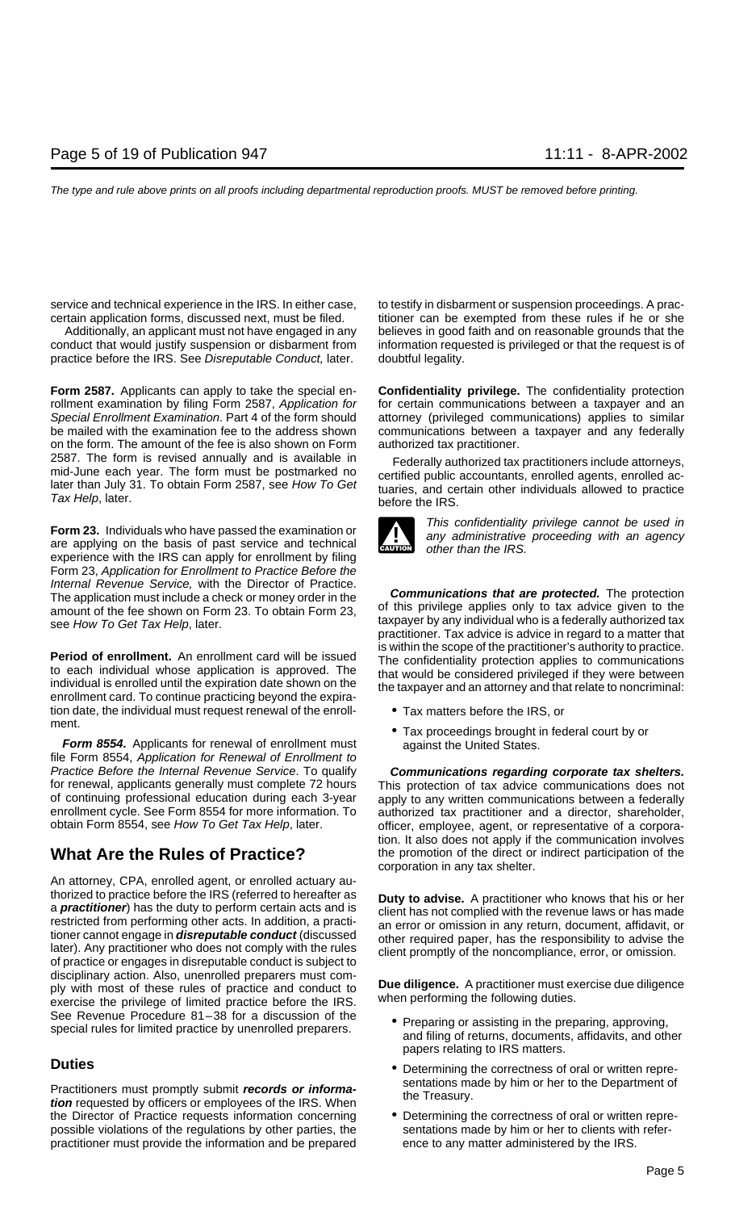service and technical experience in the IRS. In either case, certain application forms, discussed next, must be filed.

Additionally, an applicant must not have engaged in any conduct that would justify suspension or disbarment from practice before the IRS. See *Disreputable Conduct,* later.

**Form 2587.** Applicants can apply to take the special enrollment examination by filing Form 2587, *Application for Special Enrollment Examination*. Part 4 of the form should be mailed with the examination fee to the address shown on the form. The amount of the fee is also shown on Form 2587. The form is revised annually and is available in mid-June each year. The form must be postmarked no later than July 31. To obtain Form 2587, see *How To Get Tax Help*, later.

**Form 23.** Individuals who have passed the examination or are applying on the basis of past service and technical experience with the IRS can apply for enrollment by filing Form 23, *Application for Enrollment to Practice Before the Internal Revenue Service,* with the Director of Practice. The application must include a check or money order in the amount of the fee shown on Form 23. To obtain Form 23, see *How To Get Tax Help*, later.

**Period of enrollment.** An enrollment card will be issued to each individual whose application is approved. The individual is enrolled until the expiration date shown on the enrollment card. To continue practicing beyond the expiration date, the individual must request renewal of the enrollment.

***Form 8554.*** Applicants for renewal of enrollment must file Form 8554, *Application for Renewal of Enrollment to Practice Before the Internal Revenue Service*. To qualify for renewal, applicants generally must complete 72 hours of continuing professional education during each 3-year enrollment cycle. See Form 8554 for more information. To obtain Form 8554, see *How To Get Tax Help*, later.

## What Are the Rules of Practice?

An attorney, CPA, enrolled agent, or enrolled actuary authorized to practice before the IRS (referred to hereafter as a ***practitioner***) has the duty to perform certain acts and is restricted from performing other acts. In addition, a practitioner cannot engage in ***disreputable conduct*** (discussed later). Any practitioner who does not comply with the rules of practice or engages in disreputable conduct is subject to disciplinary action. Also, unenrolled preparers must comply with most of these rules of practice and conduct to exercise the privilege of limited practice before the IRS. See Revenue Procedure 81–38 for a discussion of the special rules for limited practice by unenrolled preparers.

### Duties

Practitioners must promptly submit ***records or information*** requested by officers or employees of the IRS. When the Director of Practice requests information concerning possible violations of the regulations by other parties, the practitioner must provide the information and be prepared to testify in disbarment or suspension proceedings. A practitioner can be exempted from these rules if he or she believes in good faith and on reasonable grounds that the information requested is privileged or that the request is of doubtful legality.

**Confidentiality privilege.** The confidentiality protection for certain communications between a taxpayer and an attorney (privileged communications) applies to similar communications between a taxpayer and any federally authorized tax practitioner.

Federally authorized tax practitioners include attorneys, certified public accountants, enrolled agents, enrolled actuaries, and certain other individuals allowed to practice before the IRS.

CAUTION: This confidentiality privilege cannot be used in any administrative proceeding with an agency other than the IRS.

***Communications that are protected.*** The protection of this privilege applies only to tax advice given to the taxpayer by any individual who is a federally authorized tax practitioner. Tax advice is advice in regard to a matter that is within the scope of the practitioner's authority to practice. The confidentiality protection applies to communications that would be considered privileged if they were between the taxpayer and an attorney and that relate to noncriminal:

- Tax matters before the IRS, or
- Tax proceedings brought in federal court by or against the United States.

***Communications regarding corporate tax shelters.*** This protection of tax advice communications does not apply to any written communications between a federally authorized tax practitioner and a director, shareholder, officer, employee, agent, or representative of a corporation. It also does not apply if the communication involves the promotion of the direct or indirect participation of the corporation in any tax shelter.

**Duty to advise.** A practitioner who knows that his or her client has not complied with the revenue laws or has made an error or omission in any return, document, affidavit, or other required paper, has the responsibility to advise the client promptly of the noncompliance, error, or omission.

**Due diligence.** A practitioner must exercise due diligence when performing the following duties.

- Preparing or assisting in the preparing, approving, and filing of returns, documents, affidavits, and other papers relating to IRS matters.
- Determining the correctness of oral or written representations made by him or her to the Department of the Treasury.
- Determining the correctness of oral or written representations made by him or her to clients with reference to any matter administered by the IRS.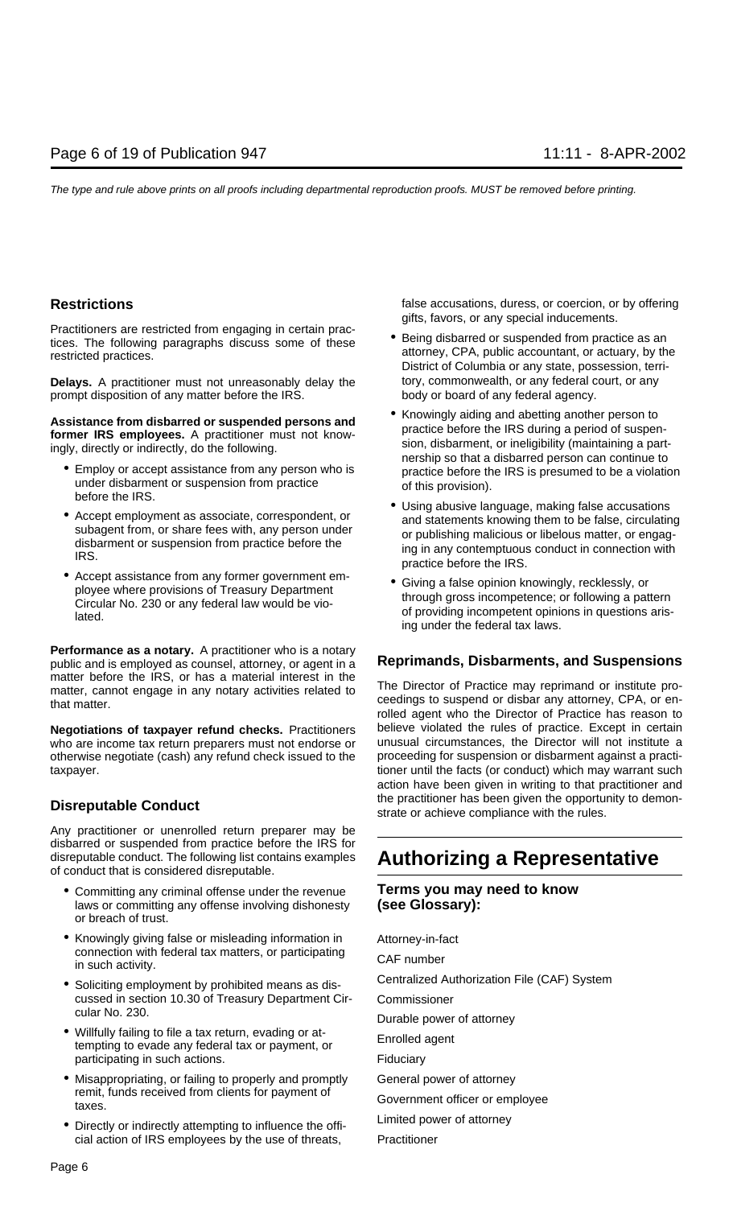## Restrictions

Practitioners are restricted from engaging in certain practices. The following paragraphs discuss some of these restricted practices.

**Delays.** A practitioner must not unreasonably delay the prompt disposition of any matter before the IRS.

**Assistance from disbarred or suspended persons and former IRS employees.** A practitioner must not knowingly, directly or indirectly, do the following.

- Employ or accept assistance from any person who is under disbarment or suspension from practice before the IRS.
- Accept employment as associate, correspondent, or subagent from, or share fees with, any person under disbarment or suspension from practice before the IRS.
- Accept assistance from any former government employee where provisions of Treasury Department Circular No. 230 or any federal law would be violated.

**Performance as a notary.** A practitioner who is a notary public and is employed as counsel, attorney, or agent in a matter before the IRS, or has a material interest in the matter, cannot engage in any notary activities related to that matter.

**Negotiations of taxpayer refund checks.** Practitioners who are income tax return preparers must not endorse or otherwise negotiate (cash) any refund check issued to the taxpayer.

## Disreputable Conduct

Any practitioner or unenrolled return preparer may be disbarred or suspended from practice before the IRS for disreputable conduct. The following list contains examples of conduct that is considered disreputable.

- Committing any criminal offense under the revenue laws or committing any offense involving dishonesty or breach of trust.
- Knowingly giving false or misleading information in connection with federal tax matters, or participating in such activity.
- Soliciting employment by prohibited means as discussed in section 10.30 of Treasury Department Circular No. 230.
- Willfully failing to file a tax return, evading or attempting to evade any federal tax or payment, or participating in such actions.
- Misappropriating, or failing to properly and promptly remit, funds received from clients for payment of taxes.
- Directly or indirectly attempting to influence the official action of IRS employees by the use of threats, false accusations, duress, or coercion, or by offering gifts, favors, or any special inducements.
- Being disbarred or suspended from practice as an attorney, CPA, public accountant, or actuary, by the District of Columbia or any state, possession, territory, commonwealth, or any federal court, or any body or board of any federal agency.
- Knowingly aiding and abetting another person to practice before the IRS during a period of suspension, disbarment, or ineligibility (maintaining a partnership so that a disbarred person can continue to practice before the IRS is presumed to be a violation of this provision).
- Using abusive language, making false accusations and statements knowing them to be false, circulating or publishing malicious or libelous matter, or engaging in any contemptuous conduct in connection with practice before the IRS.
- Giving a false opinion knowingly, recklessly, or through gross incompetence; or following a pattern of providing incompetent opinions in questions arising under the federal tax laws.

## Reprimands, Disbarments, and Suspensions

The Director of Practice may reprimand or institute proceedings to suspend or disbar any attorney, CPA, or enrolled agent who the Director of Practice has reason to believe violated the rules of practice. Except in certain unusual circumstances, the Director will not institute a proceeding for suspension or disbarment against a practitioner until the facts (or conduct) which may warrant such action have been given in writing to that practitioner and the practitioner has been given the opportunity to demonstrate or achieve compliance with the rules.

# Authorizing a Representative

### Terms you may need to know (see Glossary):

Attorney-in-fact

CAF number

Centralized Authorization File (CAF) System

Commissioner

Durable power of attorney

Enrolled agent

Fiduciary

General power of attorney

Government officer or employee

Limited power of attorney

Practitioner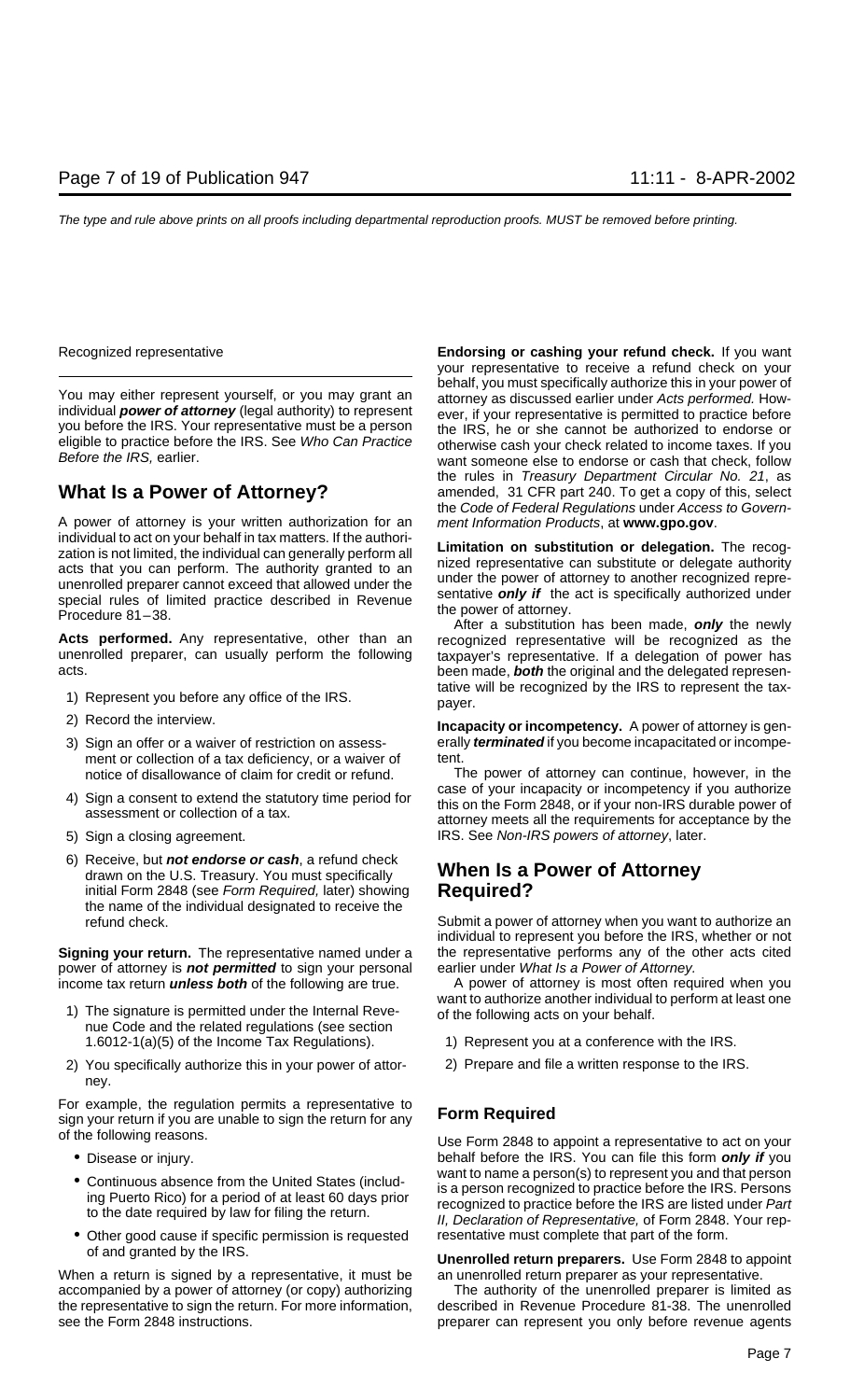Recognized representative

You may either represent yourself, or you may grant an individual **power of attorney** (legal authority) to represent you before the IRS. Your representative must be a person eligible to practice before the IRS. See *Who Can Practice Before the IRS,* earlier.

## What Is a Power of Attorney?

A power of attorney is your written authorization for an individual to act on your behalf in tax matters. If the authorization is not limited, the individual can generally perform all acts that you can perform. The authority granted to an unenrolled preparer cannot exceed that allowed under the special rules of limited practice described in Revenue Procedure 81–38.

**Acts performed.** Any representative, other than an unenrolled preparer, can usually perform the following acts.

1) Represent you before any office of the IRS.
2) Record the interview.
3) Sign an offer or a waiver of restriction on assessment or collection of a tax deficiency, or a waiver of notice of disallowance of claim for credit or refund.
4) Sign a consent to extend the statutory time period for assessment or collection of a tax.
5) Sign a closing agreement.
6) Receive, but ***not endorse or cash***, a refund check drawn on the U.S. Treasury. You must specifically initial Form 2848 (see *Form Required,* later) showing the name of the individual designated to receive the refund check.

**Signing your return.** The representative named under a power of attorney is ***not permitted*** to sign your personal income tax return ***unless both*** of the following are true.

1) The signature is permitted under the Internal Revenue Code and the related regulations (see section 1.6012-1(a)(5) of the Income Tax Regulations).
2) You specifically authorize this in your power of attorney.

For example, the regulation permits a representative to sign your return if you are unable to sign the return for any of the following reasons.

- Disease or injury.
- Continuous absence from the United States (including Puerto Rico) for a period of at least 60 days prior to the date required by law for filing the return.
- Other good cause if specific permission is requested of and granted by the IRS.

When a return is signed by a representative, it must be accompanied by a power of attorney (or copy) authorizing the representative to sign the return. For more information, see the Form 2848 instructions.

**Endorsing or cashing your refund check.** If you want your representative to receive a refund check on your behalf, you must specifically authorize this in your power of attorney as discussed earlier under *Acts performed.* However, if your representative is permitted to practice before the IRS, he or she cannot be authorized to endorse or otherwise cash your check related to income taxes. If you want someone else to endorse or cash that check, follow the rules in *Treasury Department Circular No. 21*, as amended, 31 CFR part 240. To get a copy of this, select the *Code of Federal Regulations* under *Access to Government Information Products*, at **www.gpo.gov**.

**Limitation on substitution or delegation.** The recognized representative can substitute or delegate authority under the power of attorney to another recognized representative ***only if*** the act is specifically authorized under the power of attorney.

After a substitution has been made, ***only*** the newly recognized representative will be recognized as the taxpayer's representative. If a delegation of power has been made, ***both*** the original and the delegated representative will be recognized by the IRS to represent the taxpayer.

**Incapacity or incompetency.** A power of attorney is generally ***terminated*** if you become incapacitated or incompetent.

The power of attorney can continue, however, in the case of your incapacity or incompetency if you authorize this on the Form 2848, or if your non-IRS durable power of attorney meets all the requirements for acceptance by the IRS. See *Non-IRS powers of attorney*, later.

## When Is a Power of Attorney Required?

Submit a power of attorney when you want to authorize an individual to represent you before the IRS, whether or not the representative performs any of the other acts cited earlier under *What Is a Power of Attorney.*

A power of attorney is most often required when you want to authorize another individual to perform at least one of the following acts on your behalf.

1) Represent you at a conference with the IRS.
2) Prepare and file a written response to the IRS.

### Form Required

Use Form 2848 to appoint a representative to act on your behalf before the IRS. You can file this form ***only if*** you want to name a person(s) to represent you and that person is a person recognized to practice before the IRS. Persons recognized to practice before the IRS are listed under *Part II, Declaration of Representative,* of Form 2848. Your representative must complete that part of the form.

**Unenrolled return preparers.** Use Form 2848 to appoint an unenrolled return preparer as your representative.

The authority of the unenrolled preparer is limited as described in Revenue Procedure 81-38. The unenrolled preparer can represent you only before revenue agents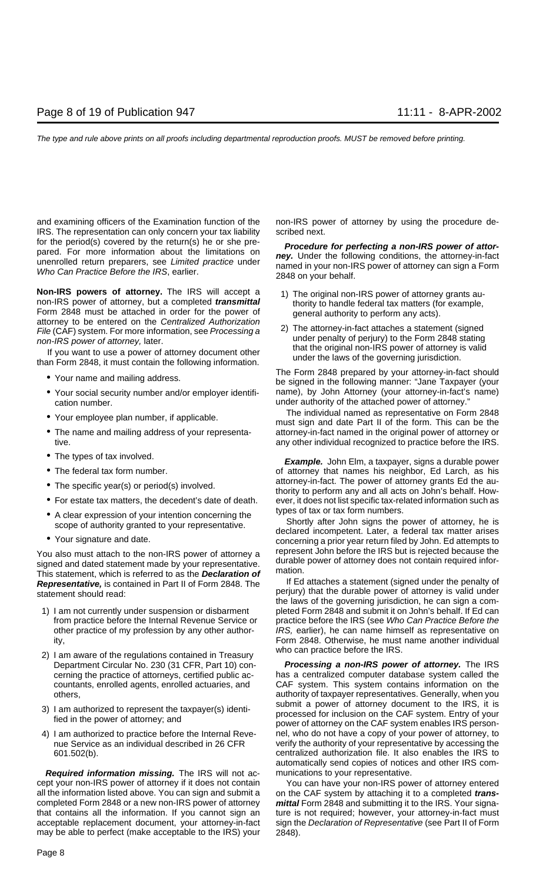and examining officers of the Examination function of the IRS. The representation can only concern your tax liability for the period(s) covered by the return(s) he or she prepared. For more information about the limitations on unenrolled return preparers, see *Limited practice* under *Who Can Practice Before the IRS*, earlier.

**Non-IRS powers of attorney.** The IRS will accept a non-IRS power of attorney, but a completed ***transmittal*** Form 2848 must be attached in order for the power of attorney to be entered on the *Centralized Authorization File* (CAF) system. For more information, see *Processing a non-IRS power of attorney,* later.

If you want to use a power of attorney document other than Form 2848, it must contain the following information.

- Your name and mailing address.
- Your social security number and/or employer identification number.
- Your employee plan number, if applicable.
- The name and mailing address of your representative.
- The types of tax involved.
- The federal tax form number.
- The specific year(s) or period(s) involved.
- For estate tax matters, the decedent's date of death.
- A clear expression of your intention concerning the scope of authority granted to your representative.
- Your signature and date.

You also must attach to the non-IRS power of attorney a signed and dated statement made by your representative. This statement, which is referred to as the ***Declaration of Representative,*** is contained in Part II of Form 2848. The statement should read:

1) I am not currently under suspension or disbarment from practice before the Internal Revenue Service or other practice of my profession by any other authority,
2) I am aware of the regulations contained in Treasury Department Circular No. 230 (31 CFR, Part 10) concerning the practice of attorneys, certified public accountants, enrolled agents, enrolled actuaries, and others,
3) I am authorized to represent the taxpayer(s) identified in the power of attorney; and
4) I am authorized to practice before the Internal Revenue Service as an individual described in 26 CFR 601.502(b).

***Required information missing.*** The IRS will not accept your non-IRS power of attorney if it does not contain all the information listed above. You can sign and submit a completed Form 2848 or a new non-IRS power of attorney that contains all the information. If you cannot sign an acceptable replacement document, your attorney-in-fact may be able to perfect (make acceptable to the IRS) your non-IRS power of attorney by using the procedure described next.

***Procedure for perfecting a non-IRS power of attorney.*** Under the following conditions, the attorney-in-fact named in your non-IRS power of attorney can sign a Form 2848 on your behalf.

1) The original non-IRS power of attorney grants authority to handle federal tax matters (for example, general authority to perform any acts).
2) The attorney-in-fact attaches a statement (signed under penalty of perjury) to the Form 2848 stating that the original non-IRS power of attorney is valid under the laws of the governing jurisdiction.

The Form 2848 prepared by your attorney-in-fact should be signed in the following manner: "Jane Taxpayer (your name), by John Attorney (your attorney-in-fact's name) under authority of the attached power of attorney."

The individual named as representative on Form 2848 must sign and date Part II of the form. This can be the attorney-in-fact named in the original power of attorney or any other individual recognized to practice before the IRS.

***Example.*** John Elm, a taxpayer, signs a durable power of attorney that names his neighbor, Ed Larch, as his attorney-in-fact. The power of attorney grants Ed the authority to perform any and all acts on John's behalf. However, it does not list specific tax-related information such as types of tax or tax form numbers.

Shortly after John signs the power of attorney, he is declared incompetent. Later, a federal tax matter arises concerning a prior year return filed by John. Ed attempts to represent John before the IRS but is rejected because the durable power of attorney does not contain required information.

If Ed attaches a statement (signed under the penalty of perjury) that the durable power of attorney is valid under the laws of the governing jurisdiction, he can sign a completed Form 2848 and submit it on John's behalf. If Ed can practice before the IRS (see *Who Can Practice Before the IRS,* earlier), he can name himself as representative on Form 2848. Otherwise, he must name another individual who can practice before the IRS.

***Processing a non-IRS power of attorney.*** The IRS has a centralized computer database system called the CAF system. This system contains information on the authority of taxpayer representatives. Generally, when you submit a power of attorney document to the IRS, it is processed for inclusion on the CAF system. Entry of your power of attorney on the CAF system enables IRS personnel, who do not have a copy of your power of attorney, to verify the authority of your representative by accessing the centralized authorization file. It also enables the IRS to automatically send copies of notices and other IRS communications to your representative.

You can have your non-IRS power of attorney entered on the CAF system by attaching it to a completed ***transmittal*** Form 2848 and submitting it to the IRS. Your signature is not required; however, your attorney-in-fact must sign the *Declaration of Representative* (see Part II of Form 2848).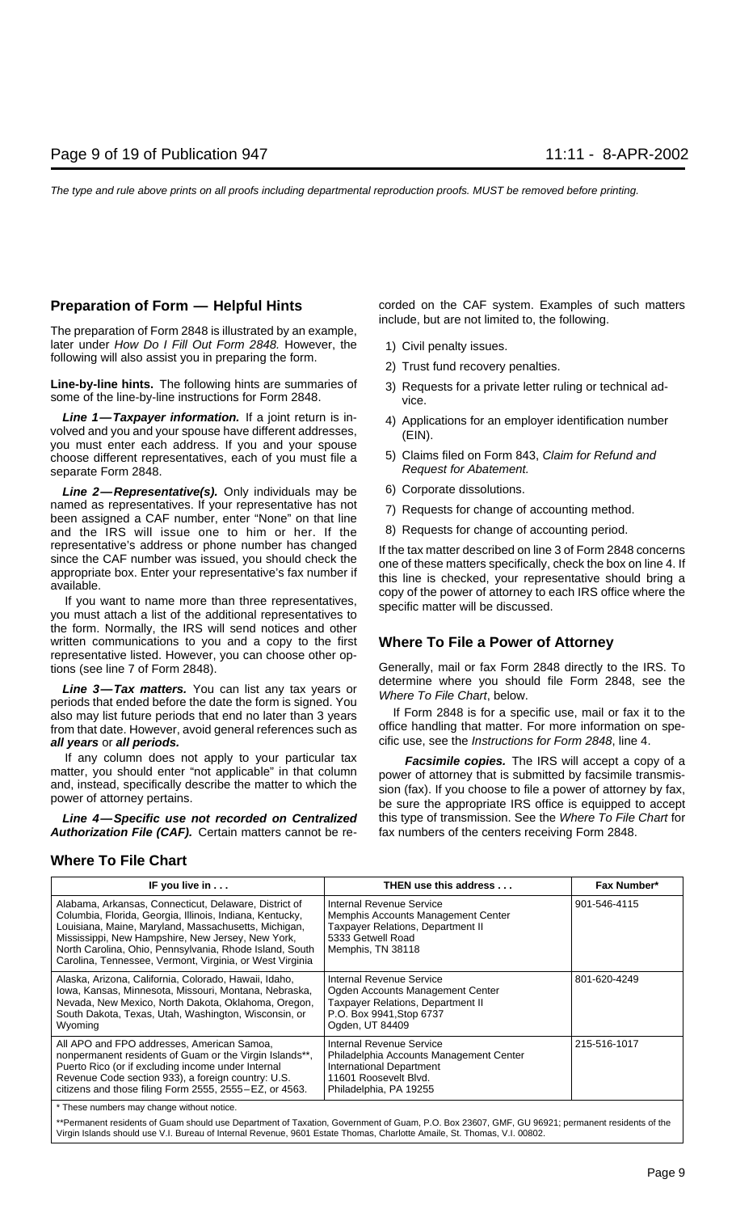## Preparation of Form — Helpful Hints

The preparation of Form 2848 is illustrated by an example, later under *How Do I Fill Out Form 2848.* However, the following will also assist you in preparing the form.

**Line-by-line hints.** The following hints are summaries of some of the line-by-line instructions for Form 2848.

***Line 1—Taxpayer information.*** If a joint return is involved and you and your spouse have different addresses, you must enter each address. If you and your spouse choose different representatives, each of you must file a separate Form 2848.

***Line 2—Representative(s).*** Only individuals may be named as representatives. If your representative has not been assigned a CAF number, enter "None" on that line and the IRS will issue one to him or her. If the representative's address or phone number has changed since the CAF number was issued, you should check the appropriate box. Enter your representative's fax number if available.

If you want to name more than three representatives, you must attach a list of the additional representatives to the form. Normally, the IRS will send notices and other written communications to you and a copy to the first representative listed. However, you can choose other options (see line 7 of Form 2848).

***Line 3—Tax matters.*** You can list any tax years or periods that ended before the date the form is signed. You also may list future periods that end no later than 3 years from that date. However, avoid general references such as ***all years*** or ***all periods.***

If any column does not apply to your particular tax matter, you should enter "not applicable" in that column and, instead, specifically describe the matter to which the power of attorney pertains.

***Line 4—Specific use not recorded on Centralized Authorization File (CAF).*** Certain matters cannot be recorded on the CAF system. Examples of such matters include, but are not limited to, the following.

1) Civil penalty issues.
2) Trust fund recovery penalties.
3) Requests for a private letter ruling or technical advice.
4) Applications for an employer identification number (EIN).
5) Claims filed on Form 843, *Claim for Refund and Request for Abatement.*
6) Corporate dissolutions.
7) Requests for change of accounting method.
8) Requests for change of accounting period.

If the tax matter described on line 3 of Form 2848 concerns one of these matters specifically, check the box on line 4. If this line is checked, your representative should bring a copy of the power of attorney to each IRS office where the specific matter will be discussed.

## Where To File a Power of Attorney

Generally, mail or fax Form 2848 directly to the IRS. To determine where you should file Form 2848, see the *Where To File Chart*, below.

If Form 2848 is for a specific use, mail or fax it to the office handling that matter. For more information on specific use, see the *Instructions for Form 2848*, line 4.

***Facsimile copies.*** The IRS will accept a copy of a power of attorney that is submitted by facsimile transmission (fax). If you choose to file a power of attorney by fax, be sure the appropriate IRS office is equipped to accept this type of transmission. See the *Where To File Chart* for fax numbers of the centers receiving Form 2848.

## Where To File Chart

| IF you live in . . . | THEN use this address . . . | Fax Number* |
|---|---|---|
| Alabama, Arkansas, Connecticut, Delaware, District of Columbia, Florida, Georgia, Illinois, Indiana, Kentucky, Louisiana, Maine, Maryland, Massachusetts, Michigan, Mississippi, New Hampshire, New Jersey, New York, North Carolina, Ohio, Pennsylvania, Rhode Island, South Carolina, Tennessee, Vermont, Virginia, or West Virginia | Internal Revenue Service<br>Memphis Accounts Management Center<br>Taxpayer Relations, Department II<br>5333 Getwell Road<br>Memphis, TN 38118 | 901-546-4115 |
| Alaska, Arizona, California, Colorado, Hawaii, Idaho, Iowa, Kansas, Minnesota, Missouri, Montana, Nebraska, Nevada, New Mexico, North Dakota, Oklahoma, Oregon, South Dakota, Texas, Utah, Washington, Wisconsin, or Wyoming | Internal Revenue Service<br>Ogden Accounts Management Center<br>Taxpayer Relations, Department II<br>P.O. Box 9941,Stop 6737<br>Ogden, UT 84409 | 801-620-4249 |
| All APO and FPO addresses, American Samoa, nonpermanent residents of Guam or the Virgin Islands**, Puerto Rico (or if excluding income under Internal Revenue Code section 933), a foreign country: U.S. citizens and those filing Form 2555, 2555–EZ, or 4563. | Internal Revenue Service<br>Philadelphia Accounts Management Center<br>International Department<br>11601 Roosevelt Blvd.<br>Philadelphia, PA 19255 | 215-516-1017 |

\* These numbers may change without notice.

**Permanent residents of Guam should use Department of Taxation, Government of Guam, P.O. Box 23607, GMF, GU 96921; permanent residents of the Virgin Islands should use V.I. Bureau of Internal Revenue, 9601 Estate Thomas, Charlotte Amaile, St. Thomas, V.I. 00802.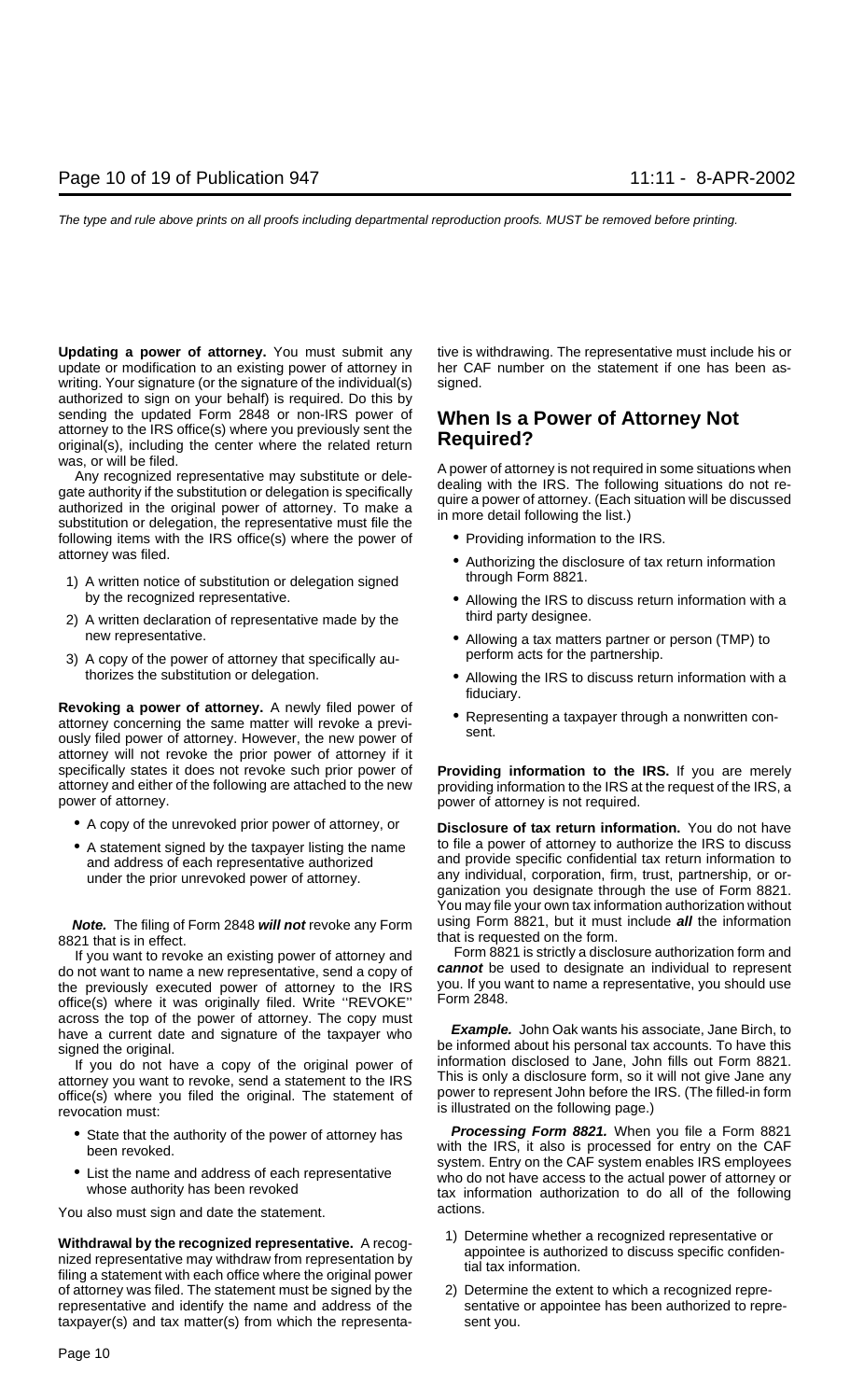**Updating a power of attorney.** You must submit any update or modification to an existing power of attorney in writing. Your signature (or the signature of the individual(s) authorized to sign on your behalf) is required. Do this by sending the updated Form 2848 or non-IRS power of attorney to the IRS office(s) where you previously sent the original(s), including the center where the related return was, or will be filed.

Any recognized representative may substitute or delegate authority if the substitution or delegation is specifically authorized in the original power of attorney. To make a substitution or delegation, the representative must file the following items with the IRS office(s) where the power of attorney was filed.

1) A written notice of substitution or delegation signed by the recognized representative.
2) A written declaration of representative made by the new representative.
3) A copy of the power of attorney that specifically authorizes the substitution or delegation.

**Revoking a power of attorney.** A newly filed power of attorney concerning the same matter will revoke a previously filed power of attorney. However, the new power of attorney will not revoke the prior power of attorney if it specifically states it does not revoke such prior power of attorney and either of the following are attached to the new power of attorney.

- A copy of the unrevoked prior power of attorney, or
- A statement signed by the taxpayer listing the name and address of each representative authorized under the prior unrevoked power of attorney.

***Note.*** The filing of Form 2848 ***will not*** revoke any Form 8821 that is in effect.

If you want to revoke an existing power of attorney and do not want to name a new representative, send a copy of the previously executed power of attorney to the IRS office(s) where it was originally filed. Write ''REVOKE'' across the top of the power of attorney. The copy must have a current date and signature of the taxpayer who signed the original.

If you do not have a copy of the original power of attorney you want to revoke, send a statement to the IRS office(s) where you filed the original. The statement of revocation must:

- State that the authority of the power of attorney has been revoked.
- List the name and address of each representative whose authority has been revoked

You also must sign and date the statement.

**Withdrawal by the recognized representative.** A recognized representative may withdraw from representation by filing a statement with each office where the original power of attorney was filed. The statement must be signed by the representative and identify the name and address of the taxpayer(s) and tax matter(s) from which the representative is withdrawing. The representative must include his or her CAF number on the statement if one has been assigned.

## When Is a Power of Attorney Not Required?

A power of attorney is not required in some situations when dealing with the IRS. The following situations do not require a power of attorney. (Each situation will be discussed in more detail following the list.)

- Providing information to the IRS.
- Authorizing the disclosure of tax return information through Form 8821.
- Allowing the IRS to discuss return information with a third party designee.
- Allowing a tax matters partner or person (TMP) to perform acts for the partnership.
- Allowing the IRS to discuss return information with a fiduciary.
- Representing a taxpayer through a nonwritten consent.

**Providing information to the IRS.** If you are merely providing information to the IRS at the request of the IRS, a power of attorney is not required.

**Disclosure of tax return information.** You do not have to file a power of attorney to authorize the IRS to discuss and provide specific confidential tax return information to any individual, corporation, firm, trust, partnership, or organization you designate through the use of Form 8821. You may file your own tax information authorization without using Form 8821, but it must include ***all*** the information that is requested on the form.

Form 8821 is strictly a disclosure authorization form and ***cannot*** be used to designate an individual to represent you. If you want to name a representative, you should use Form 2848.

***Example.*** John Oak wants his associate, Jane Birch, to be informed about his personal tax accounts. To have this information disclosed to Jane, John fills out Form 8821. This is only a disclosure form, so it will not give Jane any power to represent John before the IRS. (The filled-in form is illustrated on the following page.)

***Processing Form 8821.*** When you file a Form 8821 with the IRS, it also is processed for entry on the CAF system. Entry on the CAF system enables IRS employees who do not have access to the actual power of attorney or tax information authorization to do all of the following actions.

1) Determine whether a recognized representative or appointee is authorized to discuss specific confidential tax information.
2) Determine the extent to which a recognized representative or appointee has been authorized to represent you.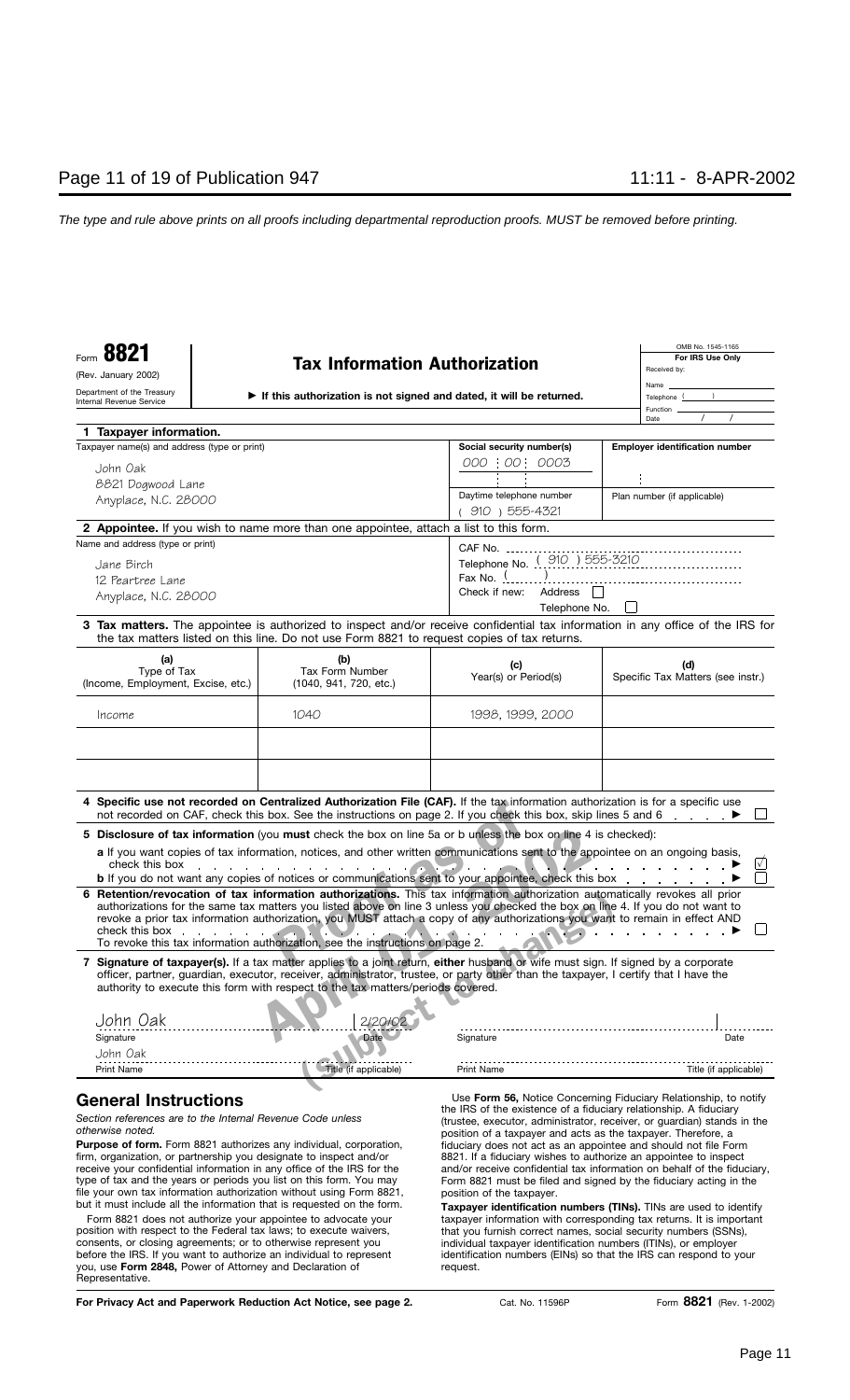The type and rule above prints on all proofs including departmental reproduction proofs. MUST be removed before printing.

Form **8821**
(Rev. January 2002)
Department of the Treasury
Internal Revenue Service

# Tax Information Authorization

▶ If this authorization is not signed and dated, it will be returned.

OMB No. 1545-1165

**For IRS Use Only**
Received by:
Name
Telephone ( )
Function
Date / /

**1 Taxpayer information.**

| Taxpayer name(s) and address (type or print) | Social security number(s) | Employer identification number |
|---|---|---|
| John Oak<br>8821 Dogwood Lane<br>Anyplace, N.C. 28000 | 000 : 00 : 0003 | |
| | Daytime telephone number<br>( 910 ) 555-4321 | Plan number (if applicable) |

**2 Appointee.** If you wish to name more than one appointee, attach a list to this form.

Name and address (type or print)
Jane Birch
12 Peartree Lane
Anyplace, N.C. 28000

CAF No.
Telephone No. ( 910 ) 555-3210
Fax No. ( )
Check if new: Address ☐ Telephone No. ☐

**3 Tax matters.** The appointee is authorized to inspect and/or receive confidential tax information in any office of the IRS for the tax matters listed on this line. Do not use Form 8821 to request copies of tax returns.

| (a) Type of Tax (Income, Employment, Excise, etc.) | (b) Tax Form Number (1040, 941, 720, etc.) | (c) Year(s) or Period(s) | (d) Specific Tax Matters (see instr.) |
|---|---|---|---|
| Income | 1040 | 1998, 1999, 2000 | |
| | | | |
| | | | |

**4 Specific use not recorded on Centralized Authorization File (CAF).** If the tax information authorization is for a specific use not recorded on CAF, check this box. See the instructions on page 2. If you check this box, skip lines 5 and 6 . . . . . ▶ ☐

**5 Disclosure of tax information** (you **must** check the box on line 5a or b unless the box on line 4 is checked):

**a** If you want copies of tax information, notices, and other written communications sent to the appointee on an ongoing basis, check this box . . . . . ▶ ☑

**b** If you do not want any copies of notices or communications sent to your appointee, check this box . . . . . ▶ ☐

**6 Retention/revocation of tax information authorizations.** This tax information authorization automatically revokes all prior authorizations for the same tax matters you listed above on line 3 unless you checked the box on line 4. If you do not want to revoke a prior tax information authorization, you MUST attach a copy of any authorizations you want to remain in effect AND check this box . . . . . ▶ ☐

To revoke this tax information authorization, see the instructions on page 2.

**7 Signature of taxpayer(s).** If a tax matter applies to a joint return, **either** husband or wife must sign. If signed by a corporate officer, partner, guardian, executor, receiver, administrator, trustee, or party other than the taxpayer, I certify that I have the authority to execute this form with respect to the tax matters/periods covered.

| John Oak | 2/20/02 | | |
|---|---|---|---|
| Signature | Date | Signature | Date |
| John Oak | | | |
| Print Name | Title (if applicable) | Print Name | Title (if applicable) |

## General Instructions

*Section references are to the Internal Revenue Code unless otherwise noted.*

**Purpose of form.** Form 8821 authorizes any individual, corporation, firm, organization, or partnership you designate to inspect and/or receive your confidential information in any office of the IRS for the type of tax and the years or periods you list on this form. You may file your own tax information authorization without using Form 8821, but it must include all the information that is requested on the form.

Form 8821 does not authorize your appointee to advocate your position with respect to the Federal tax laws; to execute waivers, consents, or closing agreements; or to otherwise represent you before the IRS. If you want to authorize an individual to represent you, use **Form 2848,** Power of Attorney and Declaration of Representative.

Use **Form 56,** Notice Concerning Fiduciary Relationship, to notify the IRS of the existence of a fiduciary relationship. A fiduciary (trustee, executor, administrator, receiver, or guardian) stands in the position of a taxpayer and acts as the taxpayer. Therefore, a fiduciary does not act as an appointee and should not file Form 8821. If a fiduciary wishes to authorize an appointee to inspect and/or receive confidential tax information on behalf of the fiduciary, Form 8821 must be filed and signed by the fiduciary acting in the position of the taxpayer.

**Taxpayer identification numbers (TINs).** TINs are used to identify taxpayer information with corresponding tax returns. It is important that you furnish correct names, social security numbers (SSNs), individual taxpayer identification numbers (ITINs), or employer identification numbers (EINs) so that the IRS can respond to your request.

**For Privacy Act and Paperwork Reduction Act Notice, see page 2.** Cat. No. 11596P Form **8821** (Rev. 1-2002)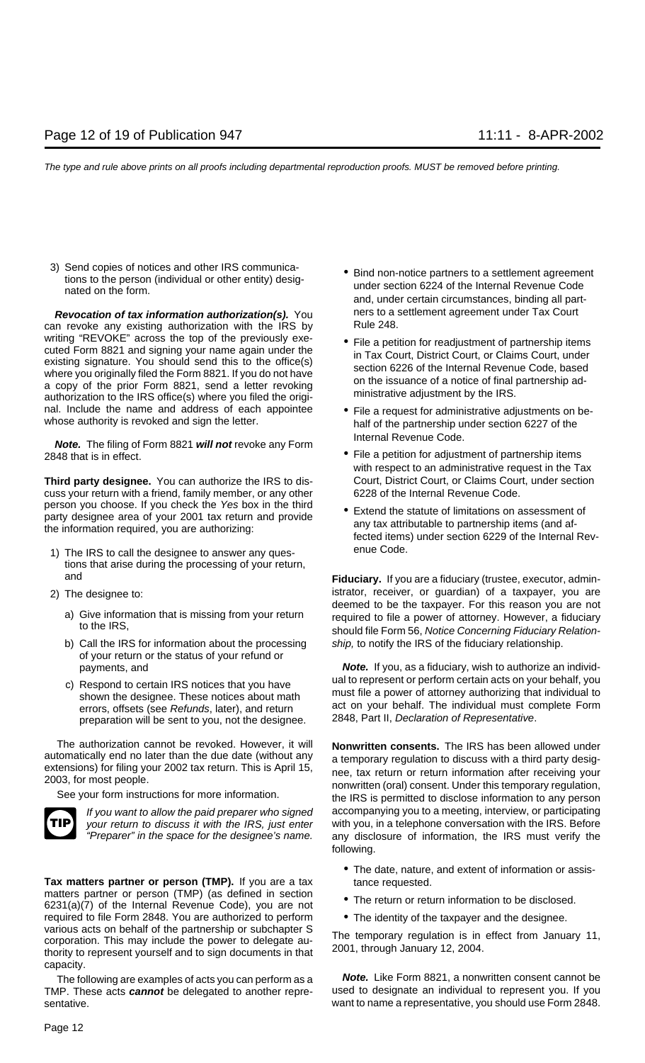3) Send copies of notices and other IRS communications to the person (individual or other entity) designated on the form.

***Revocation of tax information authorization(s).*** You can revoke any existing authorization with the IRS by writing "REVOKE" across the top of the previously executed Form 8821 and signing your name again under the existing signature. You should send this to the office(s) where you originally filed the Form 8821. If you do not have a copy of the prior Form 8821, send a letter revoking authorization to the IRS office(s) where you filed the original. Include the name and address of each appointee whose authority is revoked and sign the letter.

***Note.*** The filing of Form 8821 ***will not*** revoke any Form 2848 that is in effect.

**Third party designee.** You can authorize the IRS to discuss your return with a friend, family member, or any other person you choose. If you check the *Yes* box in the third party designee area of your 2001 tax return and provide the information required, you are authorizing:

1) The IRS to call the designee to answer any questions that arise during the processing of your return, and
2) The designee to:
   a) Give information that is missing from your return to the IRS,
   b) Call the IRS for information about the processing of your return or the status of your refund or payments, and
   c) Respond to certain IRS notices that you have shown the designee. These notices about math errors, offsets (see *Refunds*, later), and return preparation will be sent to you, not the designee.

The authorization cannot be revoked. However, it will automatically end no later than the due date (without any extensions) for filing your 2002 tax return. This is April 15, 2003, for most people.

See your form instructions for more information.

**TIP** *If you want to allow the paid preparer who signed your return to discuss it with the IRS, just enter "Preparer" in the space for the designee's name.*

**Tax matters partner or person (TMP).** If you are a tax matters partner or person (TMP) (as defined in section 6231(a)(7) of the Internal Revenue Code), you are not required to file Form 2848. You are authorized to perform various acts on behalf of the partnership or subchapter S corporation. This may include the power to delegate authority to represent yourself and to sign documents in that capacity.

The following are examples of acts you can perform as a TMP. These acts ***cannot*** be delegated to another representative.

- Bind non-notice partners to a settlement agreement under section 6224 of the Internal Revenue Code and, under certain circumstances, binding all partners to a settlement agreement under Tax Court Rule 248.
- File a petition for readjustment of partnership items in Tax Court, District Court, or Claims Court, under section 6226 of the Internal Revenue Code, based on the issuance of a notice of final partnership administrative adjustment by the IRS.
- File a request for administrative adjustments on behalf of the partnership under section 6227 of the Internal Revenue Code.
- File a petition for adjustment of partnership items with respect to an administrative request in the Tax Court, District Court, or Claims Court, under section 6228 of the Internal Revenue Code.
- Extend the statute of limitations on assessment of any tax attributable to partnership items (and affected items) under section 6229 of the Internal Revenue Code.

**Fiduciary.** If you are a fiduciary (trustee, executor, administrator, receiver, or guardian) of a taxpayer, you are deemed to be the taxpayer. For this reason you are not required to file a power of attorney. However, a fiduciary should file Form 56, *Notice Concerning Fiduciary Relationship,* to notify the IRS of the fiduciary relationship.

***Note.*** If you, as a fiduciary, wish to authorize an individual to represent or perform certain acts on your behalf, you must file a power of attorney authorizing that individual to act on your behalf. The individual must complete Form 2848, Part II, *Declaration of Representative*.

**Nonwritten consents.** The IRS has been allowed under a temporary regulation to discuss with a third party designee, tax return or return information after receiving your nonwritten (oral) consent. Under this temporary regulation, the IRS is permitted to disclose information to any person accompanying you to a meeting, interview, or participating with you, in a telephone conversation with the IRS. Before any disclosure of information, the IRS must verify the following.

- The date, nature, and extent of information or assistance requested.
- The return or return information to be disclosed.
- The identity of the taxpayer and the designee.

The temporary regulation is in effect from January 11, 2001, through January 12, 2004.

***Note.*** Like Form 8821, a nonwritten consent cannot be used to designate an individual to represent you. If you want to name a representative, you should use Form 2848.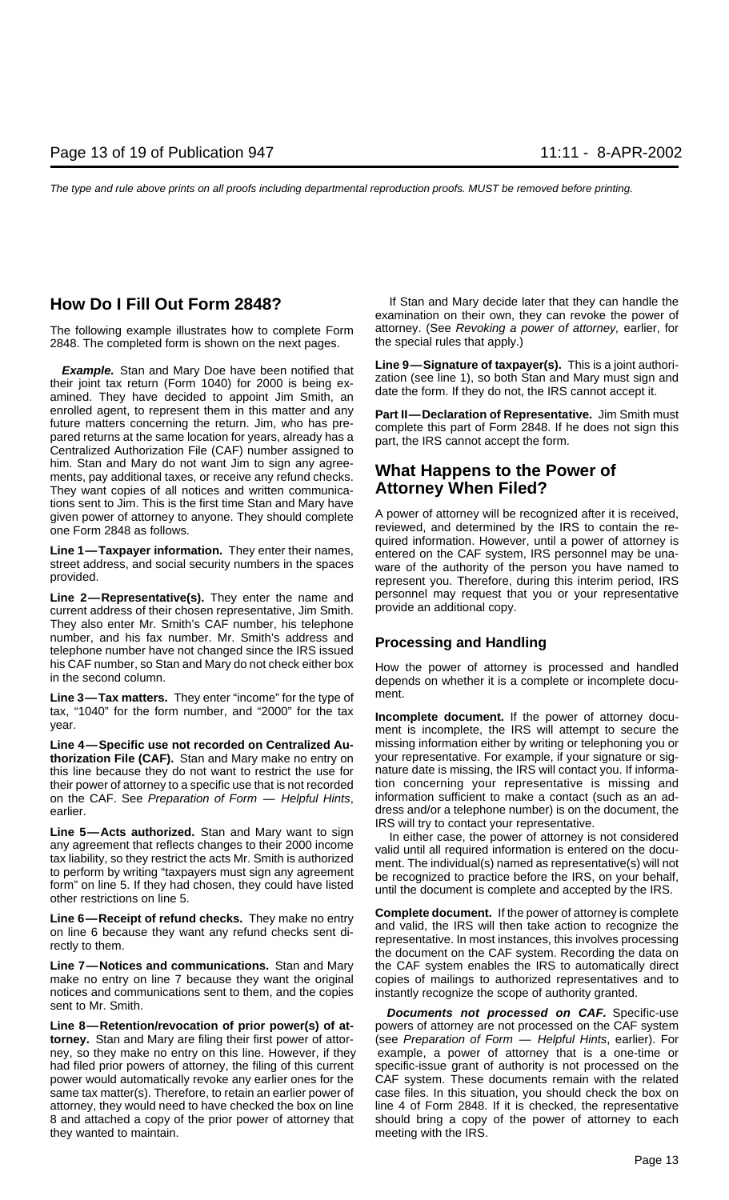## How Do I Fill Out Form 2848?

The following example illustrates how to complete Form 2848. The completed form is shown on the next pages.

***Example.*** Stan and Mary Doe have been notified that their joint tax return (Form 1040) for 2000 is being examined. They have decided to appoint Jim Smith, an enrolled agent, to represent them in this matter and any future matters concerning the return. Jim, who has prepared returns at the same location for years, already has a Centralized Authorization File (CAF) number assigned to him. Stan and Mary do not want Jim to sign any agreements, pay additional taxes, or receive any refund checks. They want copies of all notices and written communications sent to Jim. This is the first time Stan and Mary have given power of attorney to anyone. They should complete one Form 2848 as follows.

**Line 1—Taxpayer information.** They enter their names, street address, and social security numbers in the spaces provided.

**Line 2—Representative(s).** They enter the name and current address of their chosen representative, Jim Smith. They also enter Mr. Smith's CAF number, his telephone number, and his fax number. Mr. Smith's address and telephone number have not changed since the IRS issued his CAF number, so Stan and Mary do not check either box in the second column.

**Line 3—Tax matters.** They enter "income" for the type of tax, "1040" for the form number, and "2000" for the tax year.

**Line 4—Specific use not recorded on Centralized Authorization File (CAF).** Stan and Mary make no entry on this line because they do not want to restrict the use for their power of attorney to a specific use that is not recorded on the CAF. See *Preparation of Form — Helpful Hints*, earlier.

**Line 5—Acts authorized.** Stan and Mary want to sign any agreement that reflects changes to their 2000 income tax liability, so they restrict the acts Mr. Smith is authorized to perform by writing "taxpayers must sign any agreement form" on line 5. If they had chosen, they could have listed other restrictions on line 5.

**Line 6—Receipt of refund checks.** They make no entry on line 6 because they want any refund checks sent directly to them.

**Line 7—Notices and communications.** Stan and Mary make no entry on line 7 because they want the original notices and communications sent to them, and the copies sent to Mr. Smith.

**Line 8—Retention/revocation of prior power(s) of attorney.** Stan and Mary are filing their first power of attorney, so they make no entry on this line. However, if they had filed prior powers of attorney, the filing of this current power would automatically revoke any earlier ones for the same tax matter(s). Therefore, to retain an earlier power of attorney, they would need to have checked the box on line 8 and attached a copy of the prior power of attorney that they wanted to maintain.

If Stan and Mary decide later that they can handle the examination on their own, they can revoke the power of attorney. (See *Revoking a power of attorney,* earlier, for the special rules that apply.)

**Line 9—Signature of taxpayer(s).** This is a joint authorization (see line 1), so both Stan and Mary must sign and date the form. If they do not, the IRS cannot accept it.

**Part II—Declaration of Representative.** Jim Smith must complete this part of Form 2848. If he does not sign this part, the IRS cannot accept the form.

## What Happens to the Power of Attorney When Filed?

A power of attorney will be recognized after it is received, reviewed, and determined by the IRS to contain the required information. However, until a power of attorney is entered on the CAF system, IRS personnel may be unaware of the authority of the person you have named to represent you. Therefore, during this interim period, IRS personnel may request that you or your representative provide an additional copy.

### Processing and Handling

How the power of attorney is processed and handled depends on whether it is a complete or incomplete document.

**Incomplete document.** If the power of attorney document is incomplete, the IRS will attempt to secure the missing information either by writing or telephoning you or your representative. For example, if your signature or signature date is missing, the IRS will contact you. If information concerning your representative is missing and information sufficient to make a contact (such as an address and/or a telephone number) is on the document, the IRS will try to contact your representative.

In either case, the power of attorney is not considered valid until all required information is entered on the document. The individual(s) named as representative(s) will not be recognized to practice before the IRS, on your behalf, until the document is complete and accepted by the IRS.

**Complete document.** If the power of attorney is complete and valid, the IRS will then take action to recognize the representative. In most instances, this involves processing the document on the CAF system. Recording the data on the CAF system enables the IRS to automatically direct copies of mailings to authorized representatives and to instantly recognize the scope of authority granted.

***Documents not processed on CAF.*** Specific-use powers of attorney are not processed on the CAF system (see *Preparation of Form — Helpful Hints*, earlier). For example, a power of attorney that is a one-time or specific-issue grant of authority is not processed on the CAF system. These documents remain with the related case files. In this situation, you should check the box on line 4 of Form 2848. If it is checked, the representative should bring a copy of the power of attorney to each meeting with the IRS.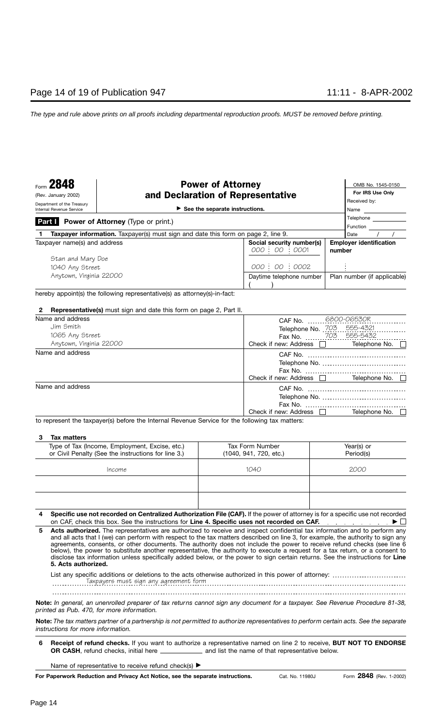Form **2848**
(Rev. January 2002)
Department of the Treasury
Internal Revenue Service

# Power of Attorney and Declaration of Representative

▶ See the separate instructions.

OMB No. 1545-0150

**For IRS Use Only**
Received by:
Name
Telephone
Function
Date / /

**Part I** **Power of Attorney** (Type or print.)

**1** **Taxpayer information.** Taxpayer(s) must sign and date this form on page 2, line 9.

| Taxpayer name(s) and address | Social security number(s) | Employer identification number |
|---|---|---|
| Stan and Mary Doe<br>1040 Any Street<br>Anytown, Virginia 22000 | 000 : 00 : 0001<br><br>000 : 00 : 0002 | : |
| | Daytime telephone number<br>( ) | Plan number (if applicable) |

hereby appoint(s) the following representative(s) as attorney(s)-in-fact:

**2** **Representative(s)** must sign and date this form on page 2, Part II.

| Name and address | |
|---|---|
| Jim Smith<br>1065 Any Street<br>Anytown, Virginia 22000 | CAF No. 6800-06530R<br>Telephone No. 703 555-4321<br>Fax No. 703 555-5432<br>Check if new: Address ☐ Telephone No. ☐ |
| Name and address | CAF No.<br>Telephone No.<br>Fax No.<br>Check if new: Address ☐ Telephone No. ☐ |
| Name and address | CAF No.<br>Telephone No.<br>Fax No.<br>Check if new: Address ☐ Telephone No. ☐ |

to represent the taxpayer(s) before the Internal Revenue Service for the following tax matters:

**3** **Tax matters**

| Type of Tax (Income, Employment, Excise, etc.) or Civil Penalty (See the instructions for line 3.) | Tax Form Number (1040, 941, 720, etc.) | Year(s) or Period(s) |
|---|---|---|
| Income | 1040 | 2000 |
| | | |
| | | |

**4** **Specific use not recorded on Centralized Authorization File (CAF).** If the power of attorney is for a specific use not recorded on CAF, check this box. See the instructions for **Line 4. Specific uses not recorded on CAF.** ▶ ☐

**5** **Acts authorized.** The representatives are authorized to receive and inspect confidential tax information and to perform any and all acts that I (we) can perform with respect to the tax matters described on line 3, for example, the authority to sign any agreements, consents, or other documents. The authority does not include the power to receive refund checks (see line 6 below), the power to substitute another representative, the authority to execute a request for a tax return, or a consent to disclose tax information unless specifically added below, or the power to sign certain returns. See the instructions for **Line 5. Acts authorized.**

List any specific additions or deletions to the acts otherwise authorized in this power of attorney: Taxpayers must sign any agreement form

**Note:** *In general, an unenrolled preparer of tax returns cannot sign any document for a taxpayer. See Revenue Procedure 81-38, printed as Pub. 470, for more information.*

**Note:** *The tax matters partner of a partnership is not permitted to authorize representatives to perform certain acts. See the separate instructions for more information.*

**6** **Receipt of refund checks.** If you want to authorize a representative named on line 2 to receive, **BUT NOT TO ENDORSE OR CASH**, refund checks, initial here ____________ and list the name of that representative below.

Name of representative to receive refund check(s) ▶

**For Paperwork Reduction and Privacy Act Notice, see the separate instructions.** Cat. No. 11980J Form **2848** (Rev. 1-2002)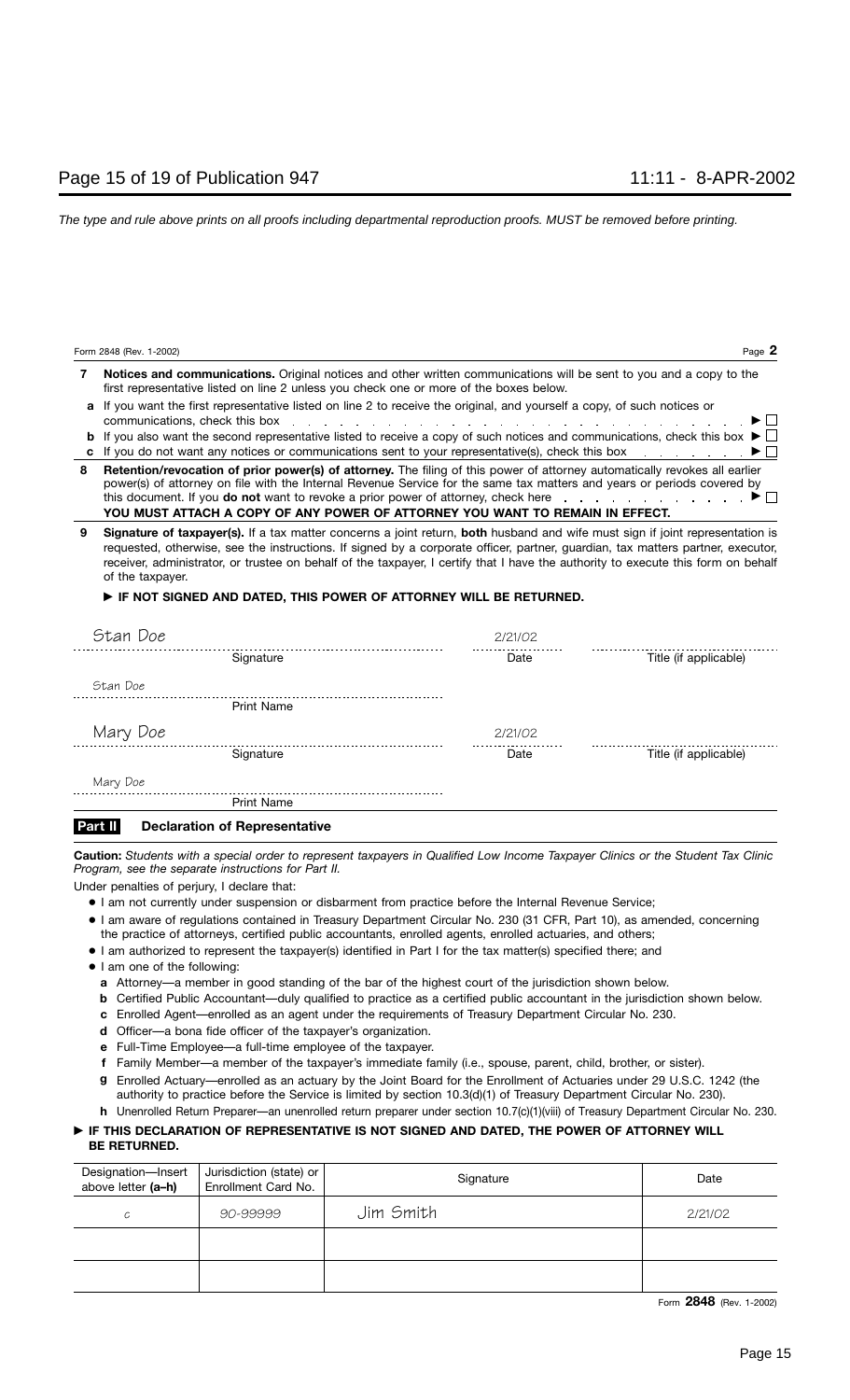*The type and rule above prints on all proofs including departmental reproduction proofs. MUST be removed before printing.*

Form 2848 (Rev. 1-2002) Page **2**

**7 Notices and communications.** Original notices and other written communications will be sent to you and a copy to the first representative listed on line 2 unless you check one or more of the boxes below.

- **a** If you want the first representative listed on line 2 to receive the original, and yourself a copy, of such notices or communications, check this box . . . . . . ► ☐
- **b** If you also want the second representative listed to receive a copy of such notices and communications, check this box ► ☐
- **c** If you do not want any notices or communications sent to your representative(s), check this box . . . . . ► ☐

**8 Retention/revocation of prior power(s) of attorney.** The filing of this power of attorney automatically revokes all earlier power(s) of attorney on file with the Internal Revenue Service for the same tax matters and years or periods covered by this document. If you **do not** want to revoke a prior power of attorney, check here . . . . . ► ☐

**YOU MUST ATTACH A COPY OF ANY POWER OF ATTORNEY YOU WANT TO REMAIN IN EFFECT.**

**9 Signature of taxpayer(s).** If a tax matter concerns a joint return, **both** husband and wife must sign if joint representation is requested, otherwise, see the instructions. If signed by a corporate officer, partner, guardian, tax matters partner, executor, receiver, administrator, or trustee on behalf of the taxpayer, I certify that I have the authority to execute this form on behalf of the taxpayer.

**► IF NOT SIGNED AND DATED, THIS POWER OF ATTORNEY WILL BE RETURNED.**

| Signature | Date | Title (if applicable) |
|---|---|---|
| Stan Doe | 2/21/02 | |

Print Name: Stan Doe

| Signature | Date | Title (if applicable) |
|---|---|---|
| Mary Doe | 2/21/02 | |

Print Name: Mary Doe

## Part II Declaration of Representative

**Caution:** *Students with a special order to represent taxpayers in Qualified Low Income Taxpayer Clinics or the Student Tax Clinic Program, see the separate instructions for Part II.*

Under penalties of perjury, I declare that:

- I am not currently under suspension or disbarment from practice before the Internal Revenue Service;
- I am aware of regulations contained in Treasury Department Circular No. 230 (31 CFR, Part 10), as amended, concerning the practice of attorneys, certified public accountants, enrolled agents, enrolled actuaries, and others;
- I am authorized to represent the taxpayer(s) identified in Part I for the tax matter(s) specified there; and
- I am one of the following:
  - **a** Attorney—a member in good standing of the bar of the highest court of the jurisdiction shown below.
  - **b** Certified Public Accountant—duly qualified to practice as a certified public accountant in the jurisdiction shown below.
  - **c** Enrolled Agent—enrolled as an agent under the requirements of Treasury Department Circular No. 230.
  - **d** Officer—a bona fide officer of the taxpayer's organization.
  - **e** Full-Time Employee—a full-time employee of the taxpayer.
  - **f** Family Member—a member of the taxpayer's immediate family (i.e., spouse, parent, child, brother, or sister).
  - **g** Enrolled Actuary—enrolled as an actuary by the Joint Board for the Enrollment of Actuaries under 29 U.S.C. 1242 (the authority to practice before the Service is limited by section 10.3(d)(1) of Treasury Department Circular No. 230).
  - **h** Unenrolled Return Preparer—an unenrolled return preparer under section 10.7(c)(1)(viii) of Treasury Department Circular No. 230.

**► IF THIS DECLARATION OF REPRESENTATIVE IS NOT SIGNED AND DATED, THE POWER OF ATTORNEY WILL BE RETURNED.**

| Designation—Insert above letter (a–h) | Jurisdiction (state) or Enrollment Card No. | Signature | Date |
|---|---|---|---|
| c | 90-99999 | Jim Smith | 2/21/02 |
| | | | |
| | | | |

Form **2848** (Rev. 1-2002)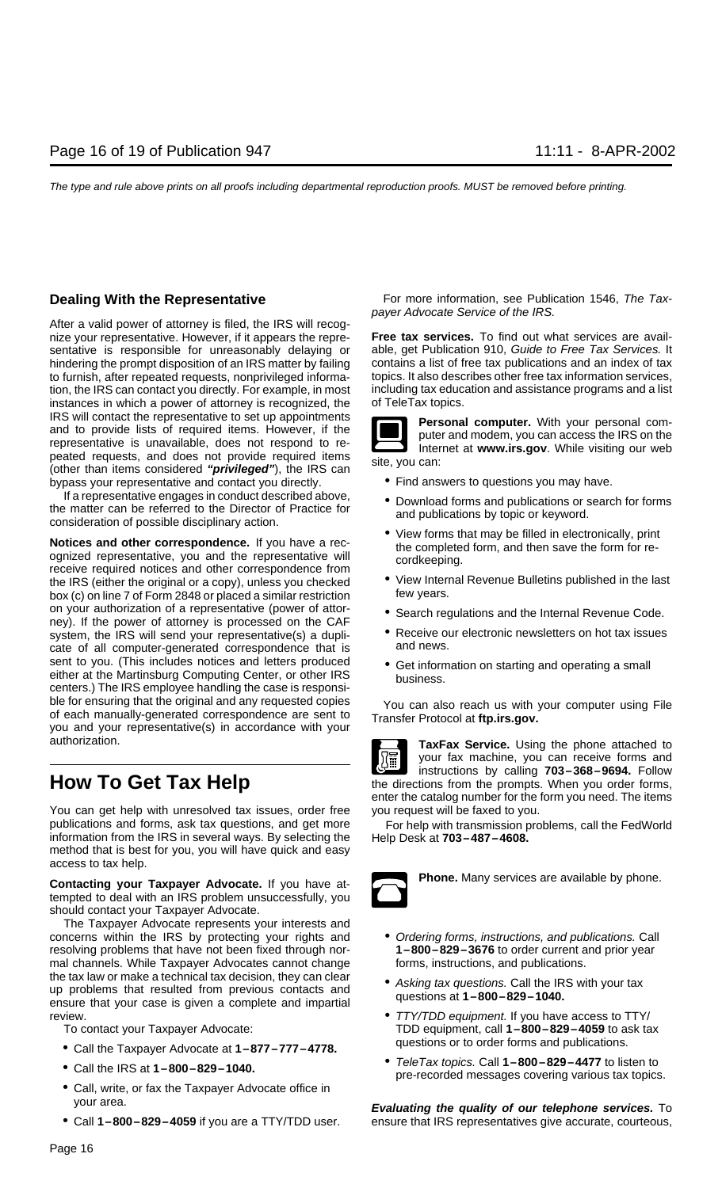**Dealing With the Representative**

After a valid power of attorney is filed, the IRS will recognize your representative. However, if it appears the representative is responsible for unreasonably delaying or hindering the prompt disposition of an IRS matter by failing to furnish, after repeated requests, nonprivileged information, the IRS can contact you directly. For example, in most instances in which a power of attorney is recognized, the IRS will contact the representative to set up appointments and to provide lists of required items. However, if the representative is unavailable, does not respond to repeated requests, and does not provide required items (other than items considered ***"privileged"***), the IRS can bypass your representative and contact you directly.

If a representative engages in conduct described above, the matter can be referred to the Director of Practice for consideration of possible disciplinary action.

**Notices and other correspondence.** If you have a recognized representative, you and the representative will receive required notices and other correspondence from the IRS (either the original or a copy), unless you checked box (c) on line 7 of Form 2848 or placed a similar restriction on your authorization of a representative (power of attorney). If the power of attorney is processed on the CAF system, the IRS will send your representative(s) a duplicate of all computer-generated correspondence that is sent to you. (This includes notices and letters produced either at the Martinsburg Computing Center, or other IRS centers.) The IRS employee handling the case is responsible for ensuring that the original and any requested copies of each manually-generated correspondence are sent to you and your representative(s) in accordance with your authorization.

# How To Get Tax Help

You can get help with unresolved tax issues, order free publications and forms, ask tax questions, and get more information from the IRS in several ways. By selecting the method that is best for you, you will have quick and easy access to tax help.

**Contacting your Taxpayer Advocate.** If you have attempted to deal with an IRS problem unsuccessfully, you should contact your Taxpayer Advocate.

The Taxpayer Advocate represents your interests and concerns within the IRS by protecting your rights and resolving problems that have not been fixed through normal channels. While Taxpayer Advocates cannot change the tax law or make a technical tax decision, they can clear up problems that resulted from previous contacts and ensure that your case is given a complete and impartial review.

To contact your Taxpayer Advocate:

- Call the Taxpayer Advocate at **1–877–777–4778.**
- Call the IRS at **1–800–829–1040.**
- Call, write, or fax the Taxpayer Advocate office in your area.
- Call **1–800–829–4059** if you are a TTY/TDD user.

For more information, see Publication 1546, *The Taxpayer Advocate Service of the IRS.*

**Free tax services.** To find out what services are available, get Publication 910, *Guide to Free Tax Services.* It contains a list of free tax publications and an index of tax topics. It also describes other free tax information services, including tax education and assistance programs and a list of TeleTax topics.

**Personal computer.** With your personal computer and modem, you can access the IRS on the Internet at **www.irs.gov**. While visiting our web site, you can:

- Find answers to questions you may have.
- Download forms and publications or search for forms and publications by topic or keyword.
- View forms that may be filled in electronically, print the completed form, and then save the form for recordkeeping.
- View Internal Revenue Bulletins published in the last few years.
- Search regulations and the Internal Revenue Code.
- Receive our electronic newsletters on hot tax issues and news.
- Get information on starting and operating a small business.

You can also reach us with your computer using File Transfer Protocol at **ftp.irs.gov.**

**TaxFax Service.** Using the phone attached to your fax machine, you can receive forms and instructions by calling **703–368–9694.** Follow the directions from the prompts. When you order forms, enter the catalog number for the form you need. The items you request will be faxed to you.

For help with transmission problems, call the FedWorld Help Desk at **703–487–4608.**

**Phone.** Many services are available by phone.

- *Ordering forms, instructions, and publications.* Call **1–800–829–3676** to order current and prior year forms, instructions, and publications.
- *Asking tax questions.* Call the IRS with your tax questions at **1–800–829–1040.**
- *TTY/TDD equipment.* If you have access to TTY/TDD equipment, call **1–800–829–4059** to ask tax questions or to order forms and publications.
- *TeleTax topics.* Call **1–800–829–4477** to listen to pre-recorded messages covering various tax topics.

***Evaluating the quality of our telephone services.*** To ensure that IRS representatives give accurate, courteous,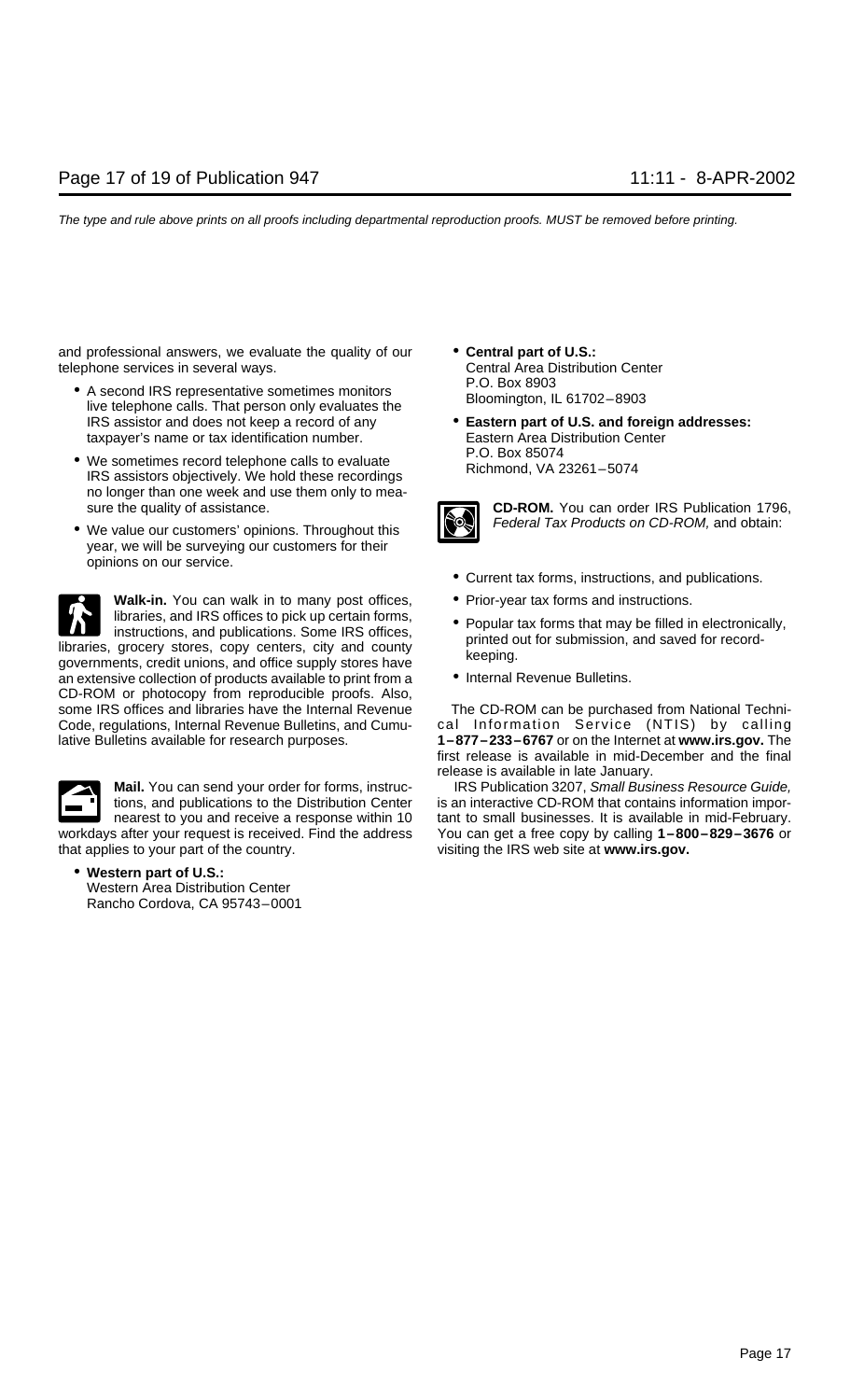and professional answers, we evaluate the quality of our telephone services in several ways.

- A second IRS representative sometimes monitors live telephone calls. That person only evaluates the IRS assistor and does not keep a record of any taxpayer's name or tax identification number.
- We sometimes record telephone calls to evaluate IRS assistors objectively. We hold these recordings no longer than one week and use them only to measure the quality of assistance.
- We value our customers' opinions. Throughout this year, we will be surveying our customers for their opinions on our service.

**Walk-in.** You can walk in to many post offices, libraries, and IRS offices to pick up certain forms, instructions, and publications. Some IRS offices, libraries, grocery stores, copy centers, city and county governments, credit unions, and office supply stores have an extensive collection of products available to print from a CD-ROM or photocopy from reproducible proofs. Also, some IRS offices and libraries have the Internal Revenue Code, regulations, Internal Revenue Bulletins, and Cumulative Bulletins available for research purposes.

**Mail.** You can send your order for forms, instructions, and publications to the Distribution Center nearest to you and receive a response within 10 workdays after your request is received. Find the address that applies to your part of the country.

- **Western part of U.S.:**
  Western Area Distribution Center
  Rancho Cordova, CA 95743–0001
- **Central part of U.S.:**
  Central Area Distribution Center
  P.O. Box 8903
  Bloomington, IL 61702–8903
- **Eastern part of U.S. and foreign addresses:**
  Eastern Area Distribution Center
  P.O. Box 85074
  Richmond, VA 23261–5074

**CD-ROM.** You can order IRS Publication 1796, *Federal Tax Products on CD-ROM,* and obtain:

- Current tax forms, instructions, and publications.
- Prior-year tax forms and instructions.
- Popular tax forms that may be filled in electronically, printed out for submission, and saved for recordkeeping.
- Internal Revenue Bulletins.

The CD-ROM can be purchased from National Technical Information Service (NTIS) by calling **1–877–233–6767** or on the Internet at **www.irs.gov.** The first release is available in mid-December and the final release is available in late January.

IRS Publication 3207, *Small Business Resource Guide,* is an interactive CD-ROM that contains information important to small businesses. It is available in mid-February. You can get a free copy by calling **1–800–829–3676** or visiting the IRS web site at **www.irs.gov.**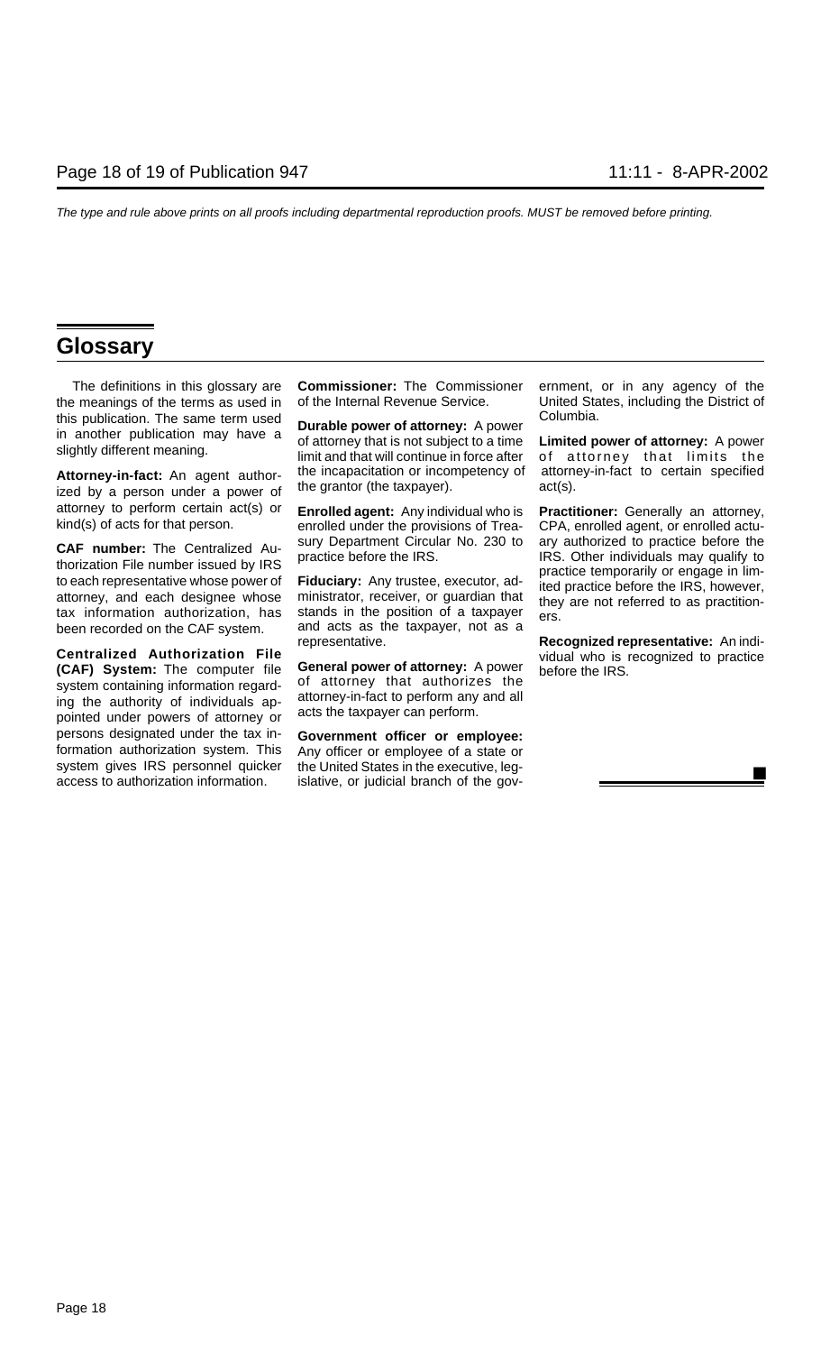## Glossary

The definitions in this glossary are the meanings of the terms as used in this publication. The same term used in another publication may have a slightly different meaning.

**Attorney-in-fact:** An agent authorized by a person under a power of attorney to perform certain act(s) or kind(s) of acts for that person.

**CAF number:** The Centralized Authorization File number issued by IRS to each representative whose power of attorney, and each designee whose tax information authorization, has been recorded on the CAF system.

**Centralized Authorization File (CAF) System:** The computer file system containing information regarding the authority of individuals appointed under powers of attorney or persons designated under the tax information authorization system. This system gives IRS personnel quicker access to authorization information.

**Commissioner:** The Commissioner of the Internal Revenue Service.

**Durable power of attorney:** A power of attorney that is not subject to a time limit and that will continue in force after the incapacitation or incompetency of the grantor (the taxpayer).

**Enrolled agent:** Any individual who is enrolled under the provisions of Treasury Department Circular No. 230 to practice before the IRS.

**Fiduciary:** Any trustee, executor, administrator, receiver, or guardian that stands in the position of a taxpayer and acts as the taxpayer, not as a representative.

**General power of attorney:** A power of attorney that authorizes the attorney-in-fact to perform any and all acts the taxpayer can perform.

**Government officer or employee:** Any officer or employee of a state or the United States in the executive, legislative, or judicial branch of the government, or in any agency of the United States, including the District of Columbia.

**Limited power of attorney:** A power of attorney that limits the attorney-in-fact to certain specified act(s).

**Practitioner:** Generally an attorney, CPA, enrolled agent, or enrolled actuary authorized to practice before the IRS. Other individuals may qualify to practice temporarily or engage in limited practice before the IRS, however, they are not referred to as practitioners.

**Recognized representative:** An individual who is recognized to practice before the IRS.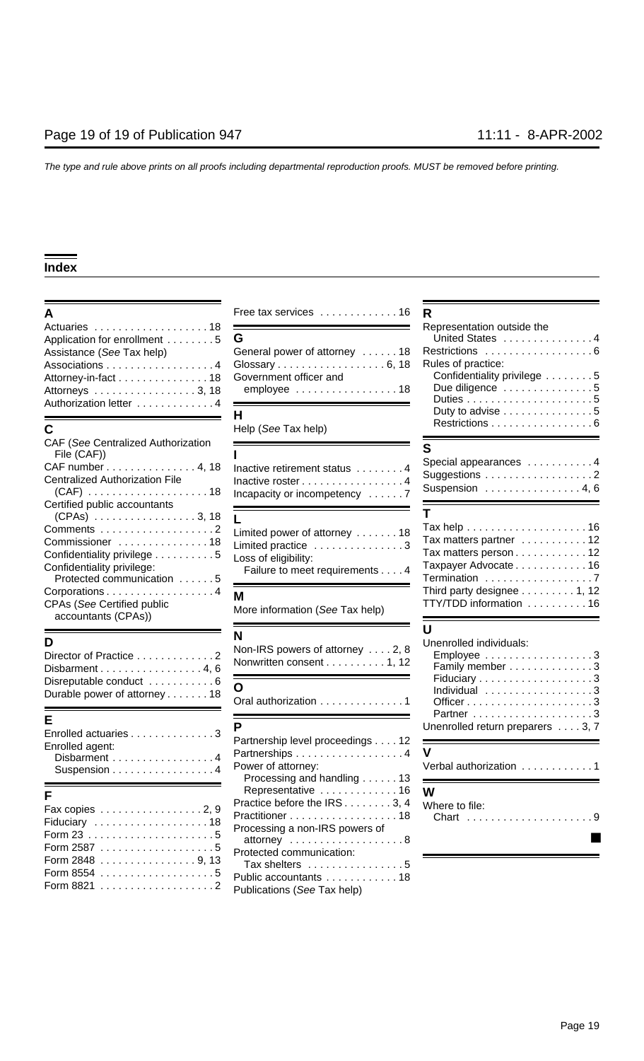## Index

**A**

- Actuaries . . . . . . . . . . . . . . . . . . 18
- Application for enrollment . . . . . . . . 5
- Assistance (*See* Tax help)
- Associations . . . . . . . . . . . . . . . . . 4
- Attorney-in-fact . . . . . . . . . . . . . . 18
- Attorneys . . . . . . . . . . . . . . . . . 3, 18
- Authorization letter . . . . . . . . . . . . 4

**C**

- CAF (*See* Centralized Authorization File (CAF))
- CAF number . . . . . . . . . . . . . . . 4, 18
- Centralized Authorization File (CAF) . . . . . . . . . . . . . . . . . . . . 18
- Certified public accountants (CPAs) . . . . . . . . . . . . . . . . . 3, 18
- Comments . . . . . . . . . . . . . . . . . . 2
- Commissioner . . . . . . . . . . . . . . . 18
- Confidentiality privilege . . . . . . . . . 5
- Confidentiality privilege:
  - Protected communication . . . . . . 5
- Corporations . . . . . . . . . . . . . . . . . 4
- CPAs (*See* Certified public accountants (CPAs))

**D**

- Director of Practice . . . . . . . . . . . . 2
- Disbarment . . . . . . . . . . . . . . . . 4, 6
- Disreputable conduct . . . . . . . . . . . 6
- Durable power of attorney . . . . . . . 18

**E**

- Enrolled actuaries . . . . . . . . . . . . . 3
- Enrolled agent:
  - Disbarment . . . . . . . . . . . . . . . . 4
  - Suspension . . . . . . . . . . . . . . . . 4

**F**

- Fax copies . . . . . . . . . . . . . . . . 2, 9
- Fiduciary . . . . . . . . . . . . . . . . . . 18
- Form 23 . . . . . . . . . . . . . . . . . . . . 5
- Form 2587 . . . . . . . . . . . . . . . . . . 5
- Form 2848 . . . . . . . . . . . . . . . 9, 13
- Form 8554 . . . . . . . . . . . . . . . . . . 5
- Form 8821 . . . . . . . . . . . . . . . . . . 2
- Free tax services . . . . . . . . . . . . . 16

**G**

- General power of attorney . . . . . . 18
- Glossary . . . . . . . . . . . . . . . . . 6, 18
- Government officer and employee . . . . . . . . . . . . . . . . . 18

**H**

- Help (*See* Tax help)

**I**

- Inactive retirement status . . . . . . . . 4
- Inactive roster . . . . . . . . . . . . . . . . 4
- Incapacity or incompetency . . . . . . 7

**L**

- Limited power of attorney . . . . . . . 18
- Limited practice . . . . . . . . . . . . . . 3
- Loss of eligibility:
  - Failure to meet requirements . . . . 4

**M**

- More information (*See* Tax help)

**N**

- Non-IRS powers of attorney . . . . 2, 8
- Nonwritten consent . . . . . . . . . . 1, 12

**O**

- Oral authorization . . . . . . . . . . . . . 1

**P**

- Partnership level proceedings . . . . 12
- Partnerships . . . . . . . . . . . . . . . . . 4
- Power of attorney:
  - Processing and handling . . . . . . 13
  - Representative . . . . . . . . . . . . 16
- Practice before the IRS . . . . . . . . 3, 4
- Practitioner . . . . . . . . . . . . . . . . . 18
- Processing a non-IRS powers of attorney . . . . . . . . . . . . . . . . . . 8
- Protected communication:
  - Tax shelters . . . . . . . . . . . . . . . 5
- Public accountants . . . . . . . . . . . . 18
- Publications (*See* Tax help)

**R**

- Representation outside the United States . . . . . . . . . . . . . . . 4
- Restrictions . . . . . . . . . . . . . . . . . 6
- Rules of practice:
  - Confidentiality privilege . . . . . . . . 5
  - Due diligence . . . . . . . . . . . . . . 5
  - Duties . . . . . . . . . . . . . . . . . . . 5
  - Duty to advise . . . . . . . . . . . . . . 5
  - Restrictions . . . . . . . . . . . . . . . 6

**S**

- Special appearances . . . . . . . . . . . 4
- Suggestions . . . . . . . . . . . . . . . . . 2
- Suspension . . . . . . . . . . . . . . . . 4, 6

**T**

- Tax help . . . . . . . . . . . . . . . . . . . 16
- Tax matters partner . . . . . . . . . . . 12
- Tax matters person . . . . . . . . . . . . 12
- Taxpayer Advocate . . . . . . . . . . . . 16
- Termination . . . . . . . . . . . . . . . . . 7
- Third party designee . . . . . . . . . 1, 12
- TTY/TDD information . . . . . . . . . . 16

**U**

- Unenrolled individuals:
  - Employee . . . . . . . . . . . . . . . . . 3
  - Family member . . . . . . . . . . . . . 3
  - Fiduciary . . . . . . . . . . . . . . . . . 3
  - Individual . . . . . . . . . . . . . . . . . 3
  - Officer . . . . . . . . . . . . . . . . . . . 3
  - Partner . . . . . . . . . . . . . . . . . . . 3
- Unenrolled return preparers . . . . 3, 7

**V**

- Verbal authorization . . . . . . . . . . . 1

**W**

- Where to file:
  - Chart . . . . . . . . . . . . . . . . . . . . 9

■